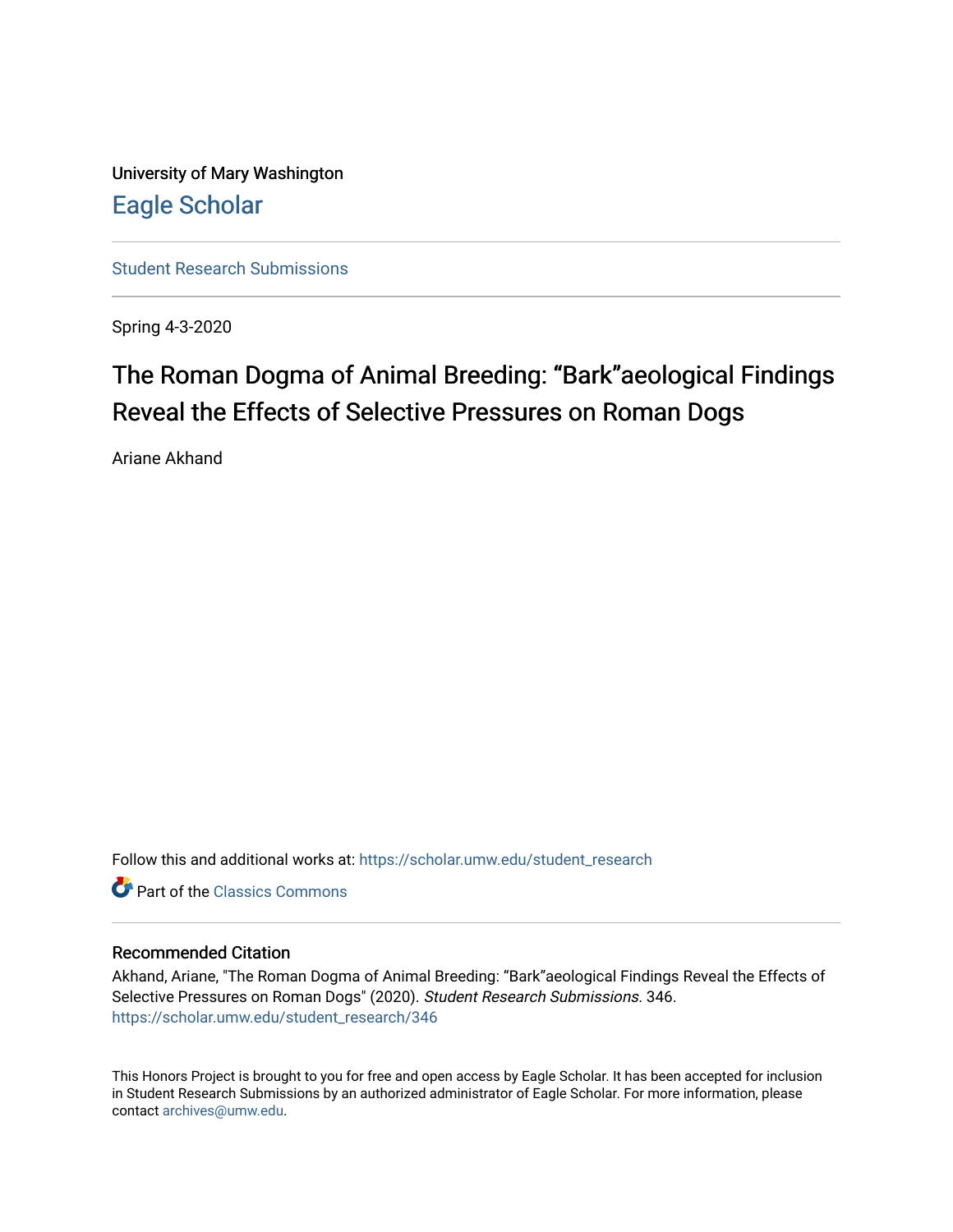University of Mary Washington

Eagle Scholar

Student Research Submissions

Spring 4-3-2020

# The Roman Dogma of Animal Breeding: “Bark”aeological Findings Reveal the Effects of Selective Pressures on Roman Dogs

Ariane Akhand

Follow this and additional works at: https://scholar.umw.edu/student_research

Part of the Classics Commons

## Recommended Citation

Akhand, Ariane, "The Roman Dogma of Animal Breeding: “Bark”aeological Findings Reveal the Effects of Selective Pressures on Roman Dogs" (2020). *Student Research Submissions*. 346.
https://scholar.umw.edu/student_research/346

This Honors Project is brought to you for free and open access by Eagle Scholar. It has been accepted for inclusion in Student Research Submissions by an authorized administrator of Eagle Scholar. For more information, please contact archives@umw.edu.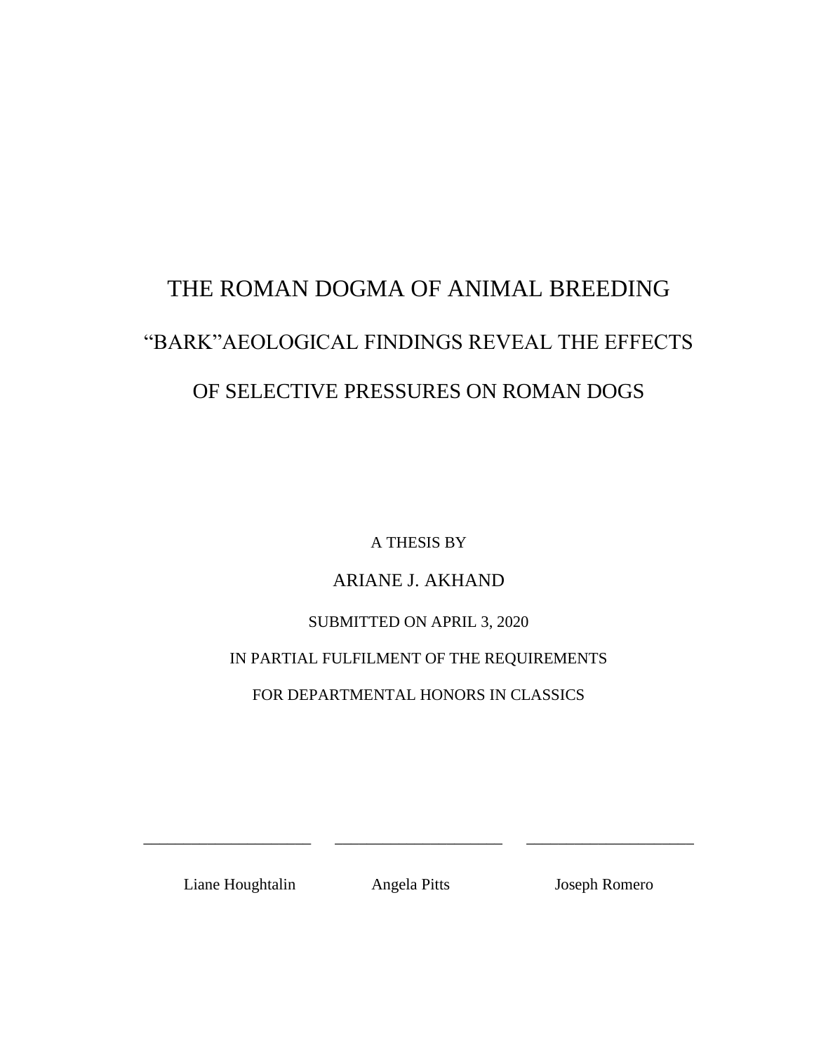# THE ROMAN DOGMA OF ANIMAL BREEDING

# "BARK"AEOLOGICAL FINDINGS REVEAL THE EFFECTS OF SELECTIVE PRESSURES ON ROMAN DOGS

A THESIS BY

ARIANE J. AKHAND

SUBMITTED ON APRIL 3, 2020

IN PARTIAL FULFILMENT OF THE REQUIREMENTS

FOR DEPARTMENTAL HONORS IN CLASSICS

\_\_\_\_\_\_\_\_\_\_\_\_\_\_\_\_\_\_\_\_ \_\_\_\_\_\_\_\_\_\_\_\_\_\_\_\_\_\_\_\_ \_\_\_\_\_\_\_\_\_\_\_\_\_\_\_\_\_\_\_\_

Liane Houghtalin Angela Pitts Joseph Romero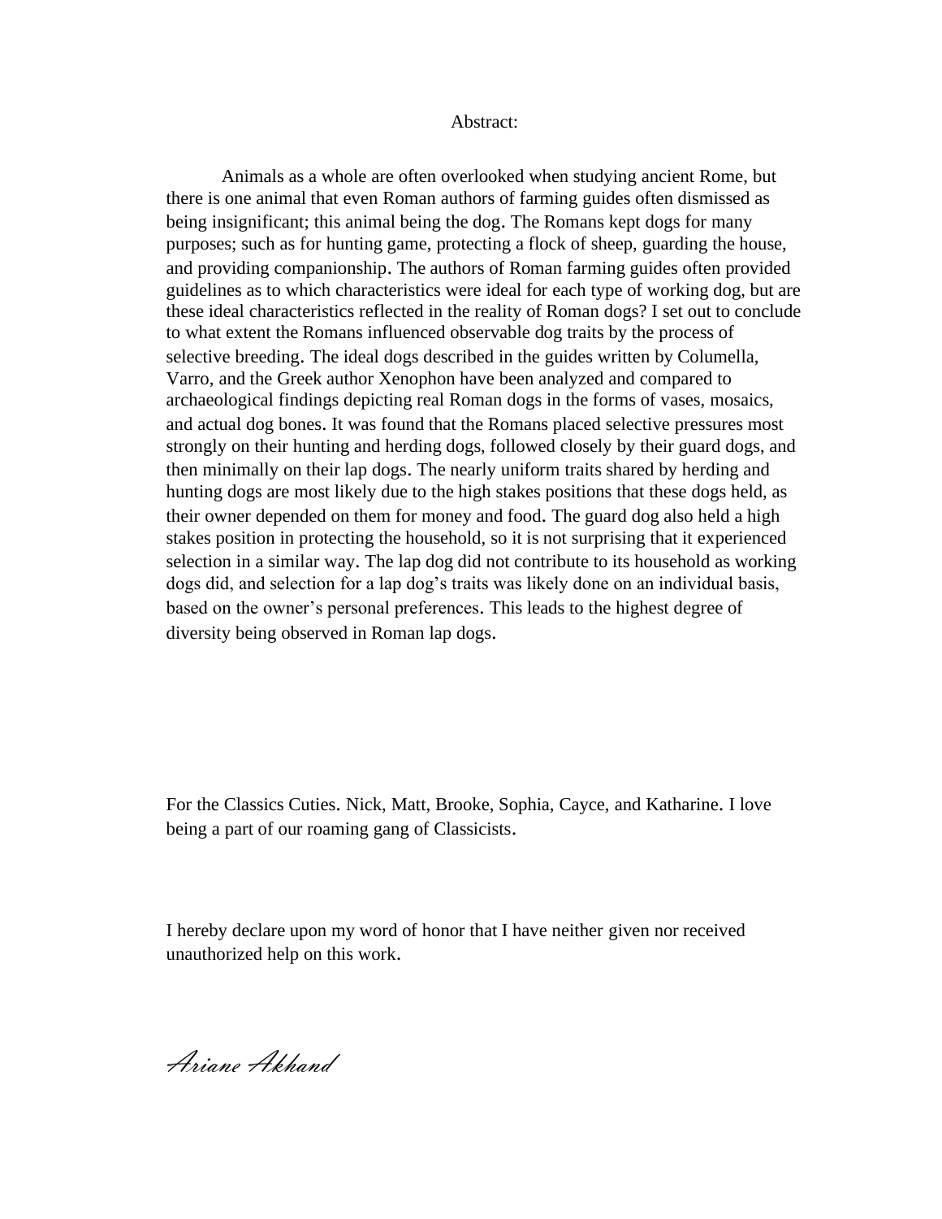Abstract:

Animals as a whole are often overlooked when studying ancient Rome, but there is one animal that even Roman authors of farming guides often dismissed as being insignificant; this animal being the dog. The Romans kept dogs for many purposes; such as for hunting game, protecting a flock of sheep, guarding the house, and providing companionship. The authors of Roman farming guides often provided guidelines as to which characteristics were ideal for each type of working dog, but are these ideal characteristics reflected in the reality of Roman dogs? I set out to conclude to what extent the Romans influenced observable dog traits by the process of selective breeding. The ideal dogs described in the guides written by Columella, Varro, and the Greek author Xenophon have been analyzed and compared to archaeological findings depicting real Roman dogs in the forms of vases, mosaics, and actual dog bones. It was found that the Romans placed selective pressures most strongly on their hunting and herding dogs, followed closely by their guard dogs, and then minimally on their lap dogs. The nearly uniform traits shared by herding and hunting dogs are most likely due to the high stakes positions that these dogs held, as their owner depended on them for money and food. The guard dog also held a high stakes position in protecting the household, so it is not surprising that it experienced selection in a similar way. The lap dog did not contribute to its household as working dogs did, and selection for a lap dog's traits was likely done on an individual basis, based on the owner's personal preferences. This leads to the highest degree of diversity being observed in Roman lap dogs.

For the Classics Cuties. Nick, Matt, Brooke, Sophia, Cayce, and Katharine. I love being a part of our roaming gang of Classicists.

I hereby declare upon my word of honor that I have neither given nor received unauthorized help on this work.

*Ariane Akhand*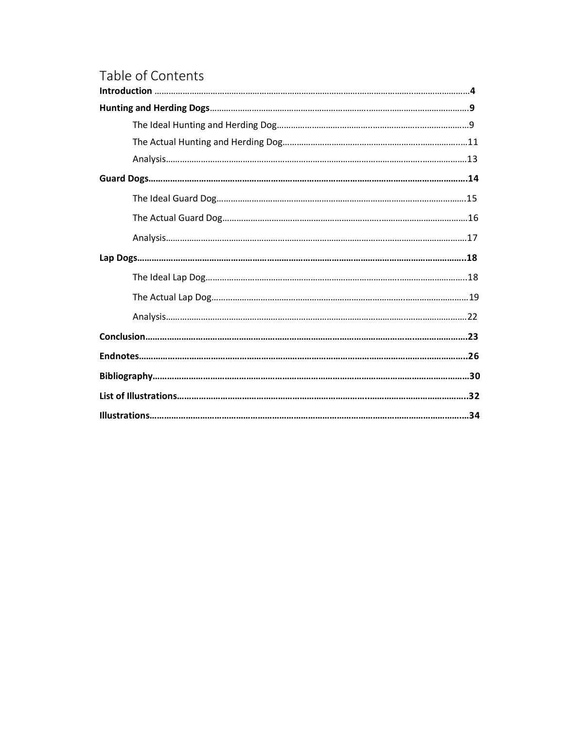# Table of Contents

**Introduction** ………………………………………………………………………………………………………………4

**Hunting and Herding Dogs**………………………………………………………………………………………9

- The Ideal Hunting and Herding Dog……………………………………………………………………9
- The Actual Hunting and Herding Dog…………………………………………………………………11
- Analysis………………………………………………………………………………………………………13

**Guard Dogs**………………………………………………………………………………………………………………14

- The Ideal Guard Dog…………………………………………………………………………………………15
- The Actual Guard Dog………………………………………………………………………………………16
- Analysis………………………………………………………………………………………………………17

**Lap Dogs**………………………………………………………………………………………………………………18

- The Ideal Lap Dog……………………………………………………………………………………………18
- The Actual Lap Dog…………………………………………………………………………………………19
- Analysis………………………………………………………………………………………………………22

**Conclusion**……………………………………………………………………………………………………………23

**Endnotes**………………………………………………………………………………………………………………26

**Bibliography**…………………………………………………………………………………………………………30

**List of Illustrations**………………………………………………………………………………………………32

**Illustrations**…………………………………………………………………………………………………………34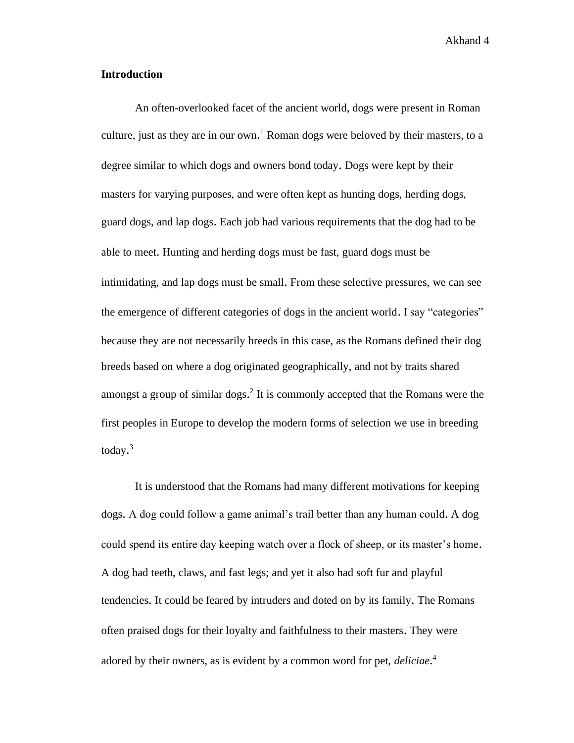## Introduction

An often-overlooked facet of the ancient world, dogs were present in Roman culture, just as they are in our own.[1] Roman dogs were beloved by their masters, to a degree similar to which dogs and owners bond today. Dogs were kept by their masters for varying purposes, and were often kept as hunting dogs, herding dogs, guard dogs, and lap dogs. Each job had various requirements that the dog had to be able to meet. Hunting and herding dogs must be fast, guard dogs must be intimidating, and lap dogs must be small. From these selective pressures, we can see the emergence of different categories of dogs in the ancient world. I say "categories" because they are not necessarily breeds in this case, as the Romans defined their dog breeds based on where a dog originated geographically, and not by traits shared amongst a group of similar dogs.[2] It is commonly accepted that the Romans were the first peoples in Europe to develop the modern forms of selection we use in breeding today.[3]

It is understood that the Romans had many different motivations for keeping dogs. A dog could follow a game animal's trail better than any human could. A dog could spend its entire day keeping watch over a flock of sheep, or its master's home. A dog had teeth, claws, and fast legs; and yet it also had soft fur and playful tendencies. It could be feared by intruders and doted on by its family. The Romans often praised dogs for their loyalty and faithfulness to their masters. They were adored by their owners, as is evident by a common word for pet, *deliciae*.[4]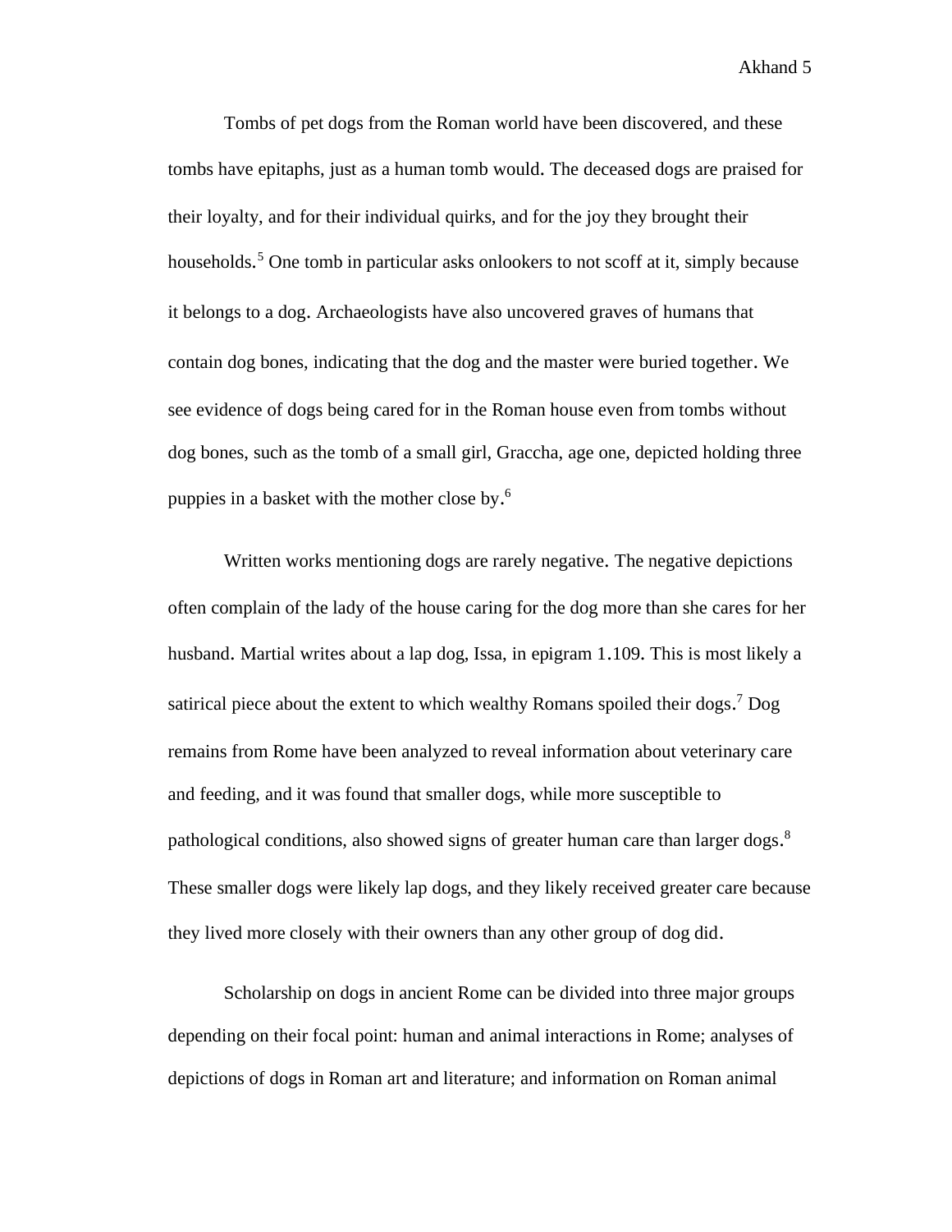Tombs of pet dogs from the Roman world have been discovered, and these tombs have epitaphs, just as a human tomb would. The deceased dogs are praised for their loyalty, and for their individual quirks, and for the joy they brought their households.[5] One tomb in particular asks onlookers to not scoff at it, simply because it belongs to a dog. Archaeologists have also uncovered graves of humans that contain dog bones, indicating that the dog and the master were buried together. We see evidence of dogs being cared for in the Roman house even from tombs without dog bones, such as the tomb of a small girl, Graccha, age one, depicted holding three puppies in a basket with the mother close by.[6]

Written works mentioning dogs are rarely negative. The negative depictions often complain of the lady of the house caring for the dog more than she cares for her husband. Martial writes about a lap dog, Issa, in epigram 1.109. This is most likely a satirical piece about the extent to which wealthy Romans spoiled their dogs.[7] Dog remains from Rome have been analyzed to reveal information about veterinary care and feeding, and it was found that smaller dogs, while more susceptible to pathological conditions, also showed signs of greater human care than larger dogs.[8] These smaller dogs were likely lap dogs, and they likely received greater care because they lived more closely with their owners than any other group of dog did.

Scholarship on dogs in ancient Rome can be divided into three major groups depending on their focal point: human and animal interactions in Rome; analyses of depictions of dogs in Roman art and literature; and information on Roman animal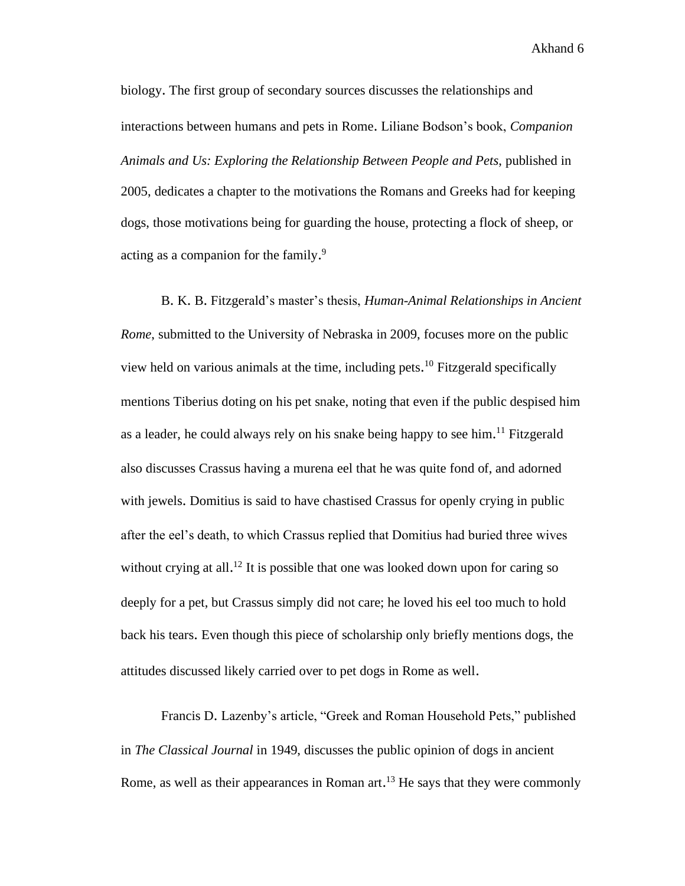biology. The first group of secondary sources discusses the relationships and interactions between humans and pets in Rome. Liliane Bodson's book, *Companion Animals and Us: Exploring the Relationship Between People and Pets*, published in 2005, dedicates a chapter to the motivations the Romans and Greeks had for keeping dogs, those motivations being for guarding the house, protecting a flock of sheep, or acting as a companion for the family.[9]

B. K. B. Fitzgerald's master's thesis, *Human-Animal Relationships in Ancient Rome*, submitted to the University of Nebraska in 2009, focuses more on the public view held on various animals at the time, including pets.[10] Fitzgerald specifically mentions Tiberius doting on his pet snake, noting that even if the public despised him as a leader, he could always rely on his snake being happy to see him.[11] Fitzgerald also discusses Crassus having a murena eel that he was quite fond of, and adorned with jewels. Domitius is said to have chastised Crassus for openly crying in public after the eel's death, to which Crassus replied that Domitius had buried three wives without crying at all.[12] It is possible that one was looked down upon for caring so deeply for a pet, but Crassus simply did not care; he loved his eel too much to hold back his tears. Even though this piece of scholarship only briefly mentions dogs, the attitudes discussed likely carried over to pet dogs in Rome as well.

Francis D. Lazenby's article, "Greek and Roman Household Pets," published in *The Classical Journal* in 1949, discusses the public opinion of dogs in ancient Rome, as well as their appearances in Roman art.[13] He says that they were commonly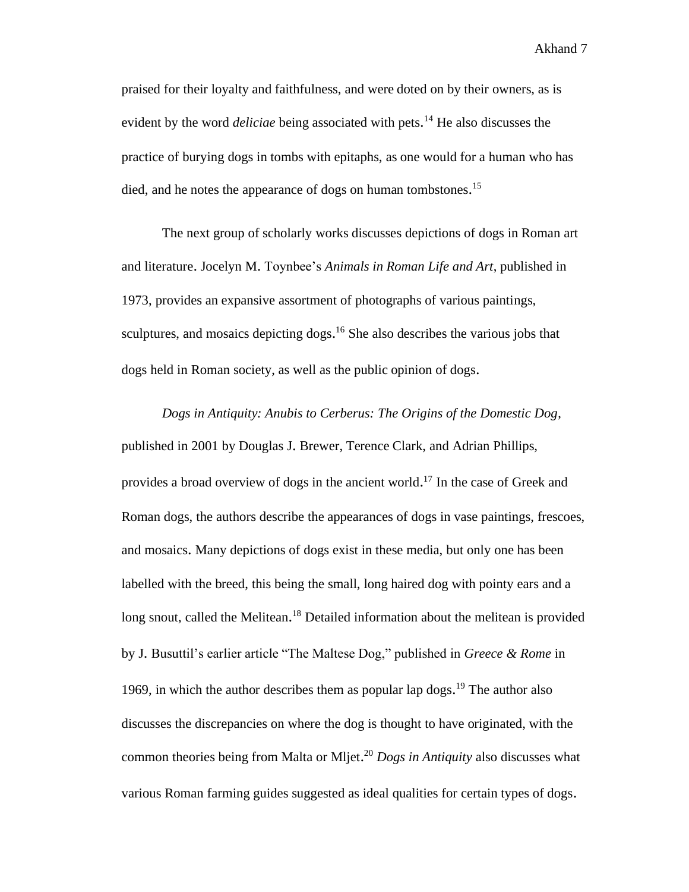praised for their loyalty and faithfulness, and were doted on by their owners, as is evident by the word *deliciae* being associated with pets.[14] He also discusses the practice of burying dogs in tombs with epitaphs, as one would for a human who has died, and he notes the appearance of dogs on human tombstones.[15]

The next group of scholarly works discusses depictions of dogs in Roman art and literature. Jocelyn M. Toynbee's *Animals in Roman Life and Art*, published in 1973, provides an expansive assortment of photographs of various paintings, sculptures, and mosaics depicting dogs.[16] She also describes the various jobs that dogs held in Roman society, as well as the public opinion of dogs.

*Dogs in Antiquity: Anubis to Cerberus: The Origins of the Domestic Dog*, published in 2001 by Douglas J. Brewer, Terence Clark, and Adrian Phillips, provides a broad overview of dogs in the ancient world.[17] In the case of Greek and Roman dogs, the authors describe the appearances of dogs in vase paintings, frescoes, and mosaics. Many depictions of dogs exist in these media, but only one has been labelled with the breed, this being the small, long haired dog with pointy ears and a long snout, called the Melitean.[18] Detailed information about the melitean is provided by J. Busuttil's earlier article "The Maltese Dog," published in *Greece & Rome* in 1969, in which the author describes them as popular lap dogs.[19] The author also discusses the discrepancies on where the dog is thought to have originated, with the common theories being from Malta or Mljet.[20] *Dogs in Antiquity* also discusses what various Roman farming guides suggested as ideal qualities for certain types of dogs.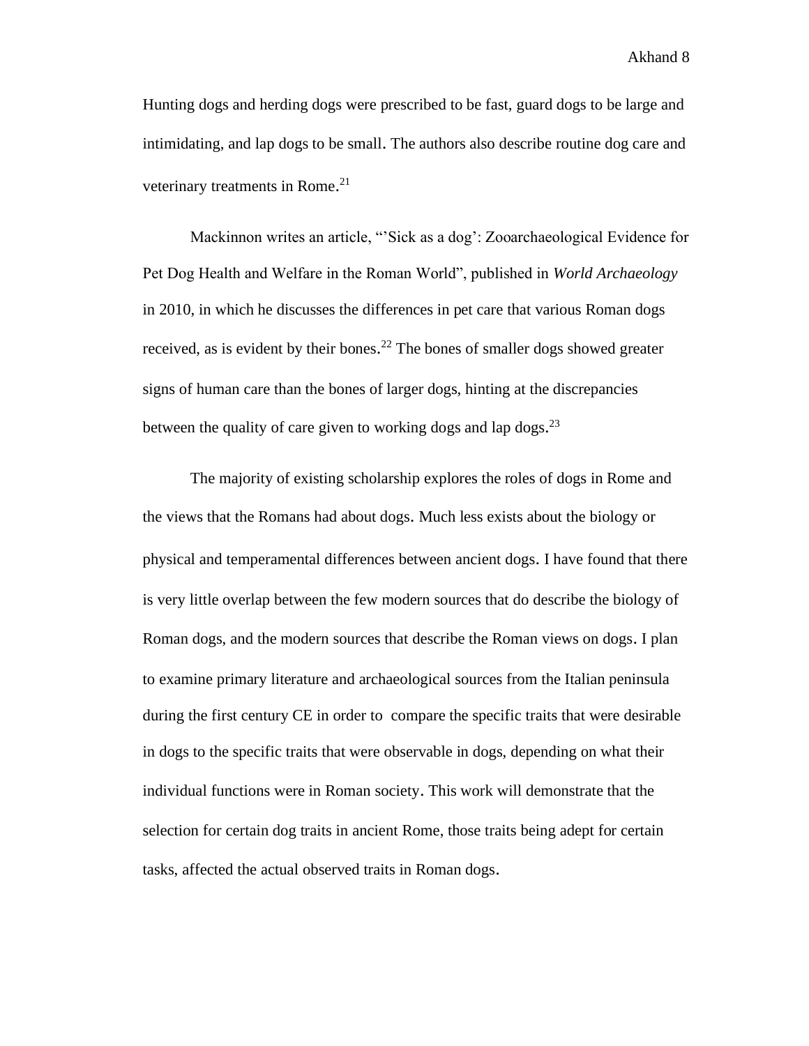Hunting dogs and herding dogs were prescribed to be fast, guard dogs to be large and intimidating, and lap dogs to be small. The authors also describe routine dog care and veterinary treatments in Rome.[21]

Mackinnon writes an article, "'Sick as a dog': Zooarchaeological Evidence for Pet Dog Health and Welfare in the Roman World", published in *World Archaeology* in 2010, in which he discusses the differences in pet care that various Roman dogs received, as is evident by their bones.[22] The bones of smaller dogs showed greater signs of human care than the bones of larger dogs, hinting at the discrepancies between the quality of care given to working dogs and lap dogs.[23]

The majority of existing scholarship explores the roles of dogs in Rome and the views that the Romans had about dogs. Much less exists about the biology or physical and temperamental differences between ancient dogs. I have found that there is very little overlap between the few modern sources that do describe the biology of Roman dogs, and the modern sources that describe the Roman views on dogs. I plan to examine primary literature and archaeological sources from the Italian peninsula during the first century CE in order to compare the specific traits that were desirable in dogs to the specific traits that were observable in dogs, depending on what their individual functions were in Roman society. This work will demonstrate that the selection for certain dog traits in ancient Rome, those traits being adept for certain tasks, affected the actual observed traits in Roman dogs.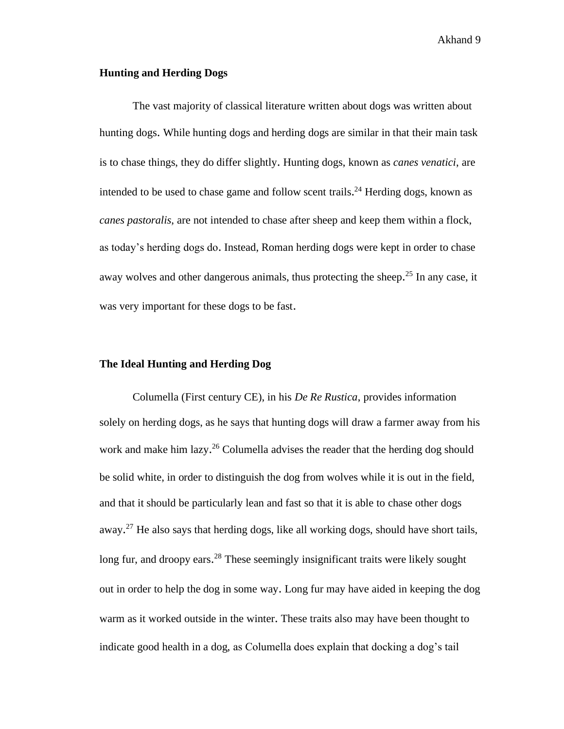## Hunting and Herding Dogs

The vast majority of classical literature written about dogs was written about hunting dogs. While hunting dogs and herding dogs are similar in that their main task is to chase things, they do differ slightly. Hunting dogs, known as *canes venatici*, are intended to be used to chase game and follow scent trails.[24] Herding dogs, known as *canes pastoralis*, are not intended to chase after sheep and keep them within a flock, as today's herding dogs do. Instead, Roman herding dogs were kept in order to chase away wolves and other dangerous animals, thus protecting the sheep.[25] In any case, it was very important for these dogs to be fast.

## The Ideal Hunting and Herding Dog

Columella (First century CE), in his *De Re Rustica*, provides information solely on herding dogs, as he says that hunting dogs will draw a farmer away from his work and make him lazy.[26] Columella advises the reader that the herding dog should be solid white, in order to distinguish the dog from wolves while it is out in the field, and that it should be particularly lean and fast so that it is able to chase other dogs away.[27] He also says that herding dogs, like all working dogs, should have short tails, long fur, and droopy ears.[28] These seemingly insignificant traits were likely sought out in order to help the dog in some way. Long fur may have aided in keeping the dog warm as it worked outside in the winter. These traits also may have been thought to indicate good health in a dog, as Columella does explain that docking a dog's tail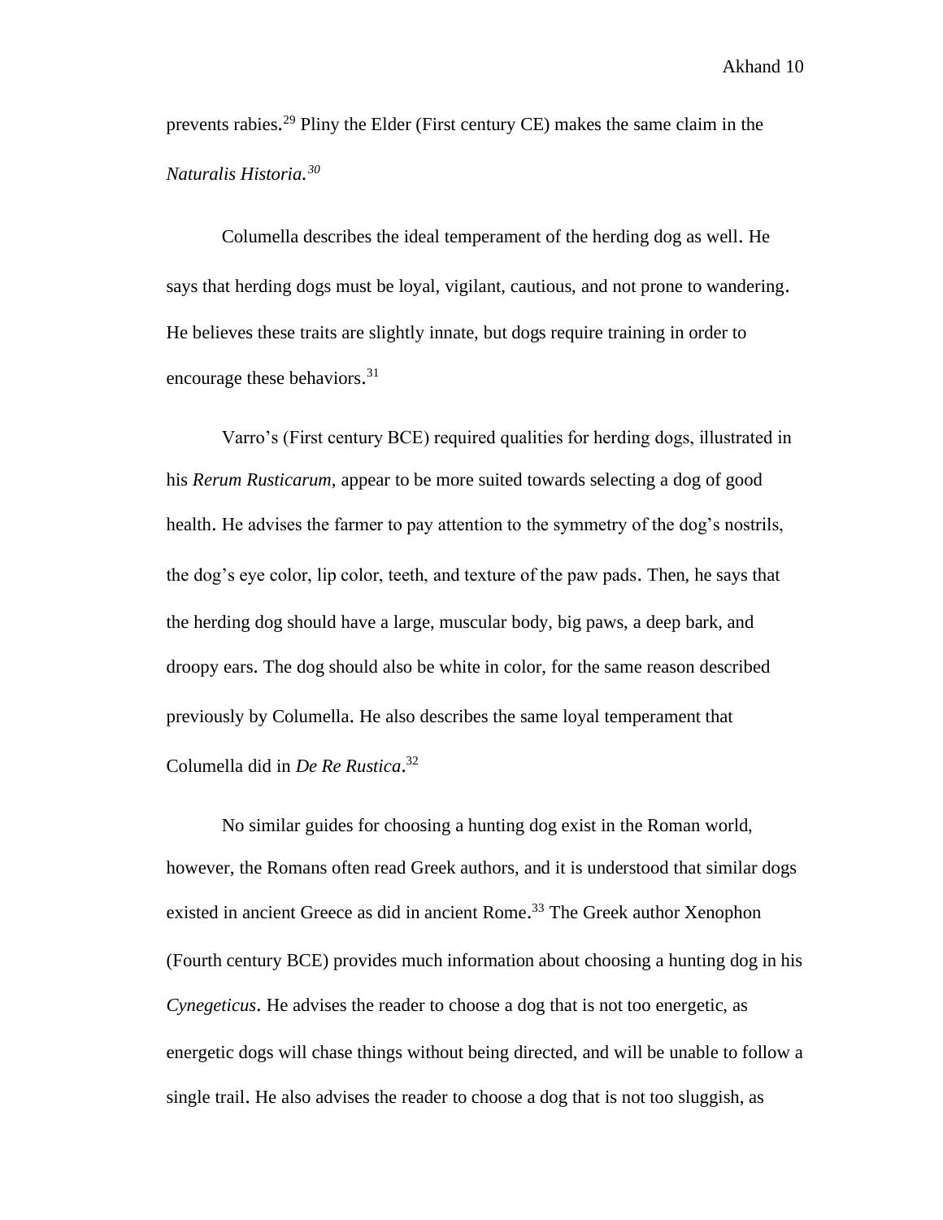prevents rabies.[29] Pliny the Elder (First century CE) makes the same claim in the *Naturalis Historia.*[30]

Columella describes the ideal temperament of the herding dog as well. He says that herding dogs must be loyal, vigilant, cautious, and not prone to wandering. He believes these traits are slightly innate, but dogs require training in order to encourage these behaviors.[31]

Varro's (First century BCE) required qualities for herding dogs, illustrated in his *Rerum Rusticarum*, appear to be more suited towards selecting a dog of good health. He advises the farmer to pay attention to the symmetry of the dog's nostrils, the dog's eye color, lip color, teeth, and texture of the paw pads. Then, he says that the herding dog should have a large, muscular body, big paws, a deep bark, and droopy ears. The dog should also be white in color, for the same reason described previously by Columella. He also describes the same loyal temperament that Columella did in *De Re Rustica*.[32]

No similar guides for choosing a hunting dog exist in the Roman world, however, the Romans often read Greek authors, and it is understood that similar dogs existed in ancient Greece as did in ancient Rome.[33] The Greek author Xenophon (Fourth century BCE) provides much information about choosing a hunting dog in his *Cynegeticus*. He advises the reader to choose a dog that is not too energetic, as energetic dogs will chase things without being directed, and will be unable to follow a single trail. He also advises the reader to choose a dog that is not too sluggish, as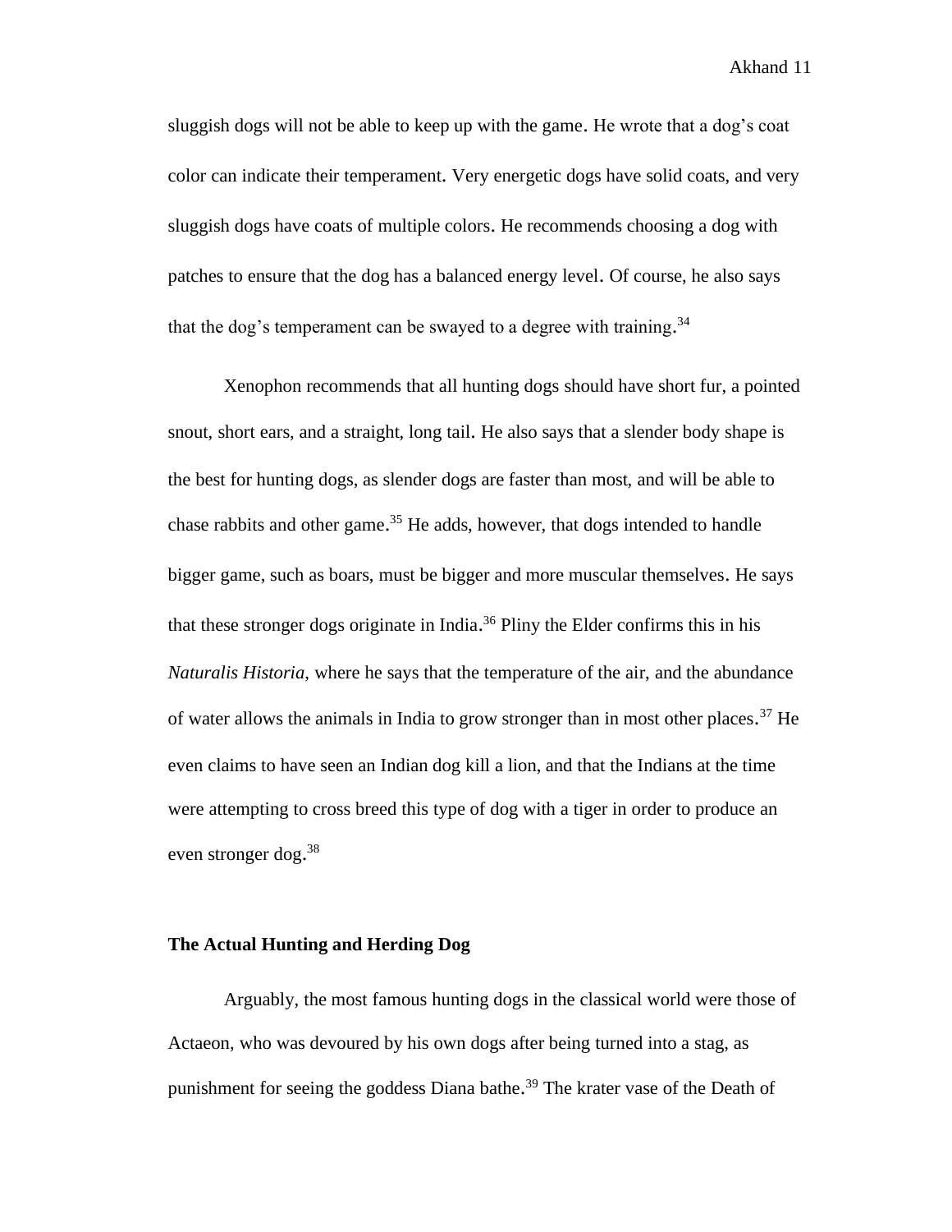sluggish dogs will not be able to keep up with the game. He wrote that a dog's coat color can indicate their temperament. Very energetic dogs have solid coats, and very sluggish dogs have coats of multiple colors. He recommends choosing a dog with patches to ensure that the dog has a balanced energy level. Of course, he also says that the dog's temperament can be swayed to a degree with training.[34]

Xenophon recommends that all hunting dogs should have short fur, a pointed snout, short ears, and a straight, long tail. He also says that a slender body shape is the best for hunting dogs, as slender dogs are faster than most, and will be able to chase rabbits and other game.[35] He adds, however, that dogs intended to handle bigger game, such as boars, must be bigger and more muscular themselves. He says that these stronger dogs originate in India.[36] Pliny the Elder confirms this in his *Naturalis Historia*, where he says that the temperature of the air, and the abundance of water allows the animals in India to grow stronger than in most other places.[37] He even claims to have seen an Indian dog kill a lion, and that the Indians at the time were attempting to cross breed this type of dog with a tiger in order to produce an even stronger dog.[38]

### The Actual Hunting and Herding Dog

Arguably, the most famous hunting dogs in the classical world were those of Actaeon, who was devoured by his own dogs after being turned into a stag, as punishment for seeing the goddess Diana bathe.[39] The krater vase of the Death of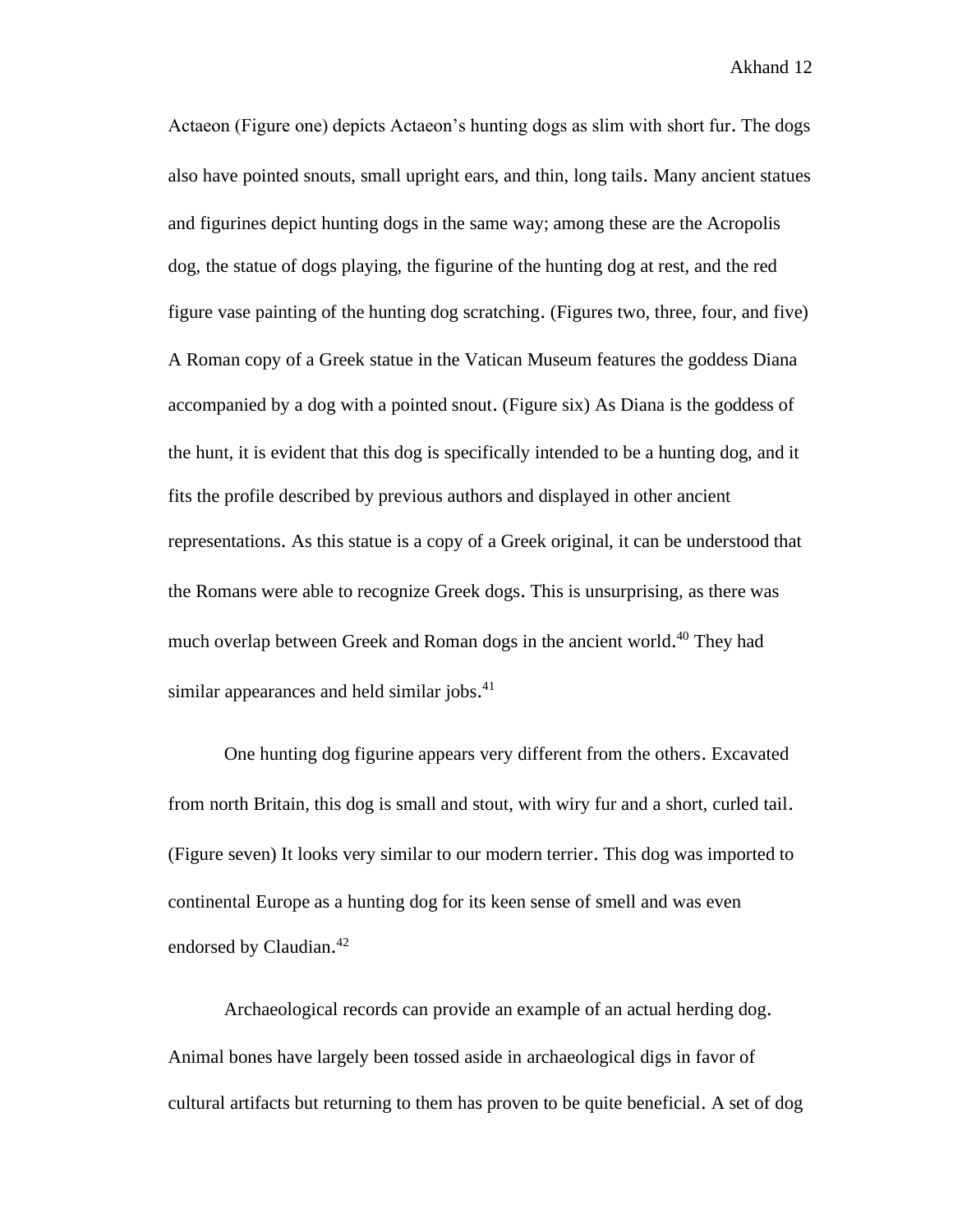Actaeon (Figure one) depicts Actaeon's hunting dogs as slim with short fur. The dogs also have pointed snouts, small upright ears, and thin, long tails. Many ancient statues and figurines depict hunting dogs in the same way; among these are the Acropolis dog, the statue of dogs playing, the figurine of the hunting dog at rest, and the red figure vase painting of the hunting dog scratching. (Figures two, three, four, and five) A Roman copy of a Greek statue in the Vatican Museum features the goddess Diana accompanied by a dog with a pointed snout. (Figure six) As Diana is the goddess of the hunt, it is evident that this dog is specifically intended to be a hunting dog, and it fits the profile described by previous authors and displayed in other ancient representations. As this statue is a copy of a Greek original, it can be understood that the Romans were able to recognize Greek dogs. This is unsurprising, as there was much overlap between Greek and Roman dogs in the ancient world.[40] They had similar appearances and held similar jobs.[41]

One hunting dog figurine appears very different from the others. Excavated from north Britain, this dog is small and stout, with wiry fur and a short, curled tail. (Figure seven) It looks very similar to our modern terrier. This dog was imported to continental Europe as a hunting dog for its keen sense of smell and was even endorsed by Claudian.[42]

Archaeological records can provide an example of an actual herding dog. Animal bones have largely been tossed aside in archaeological digs in favor of cultural artifacts but returning to them has proven to be quite beneficial. A set of dog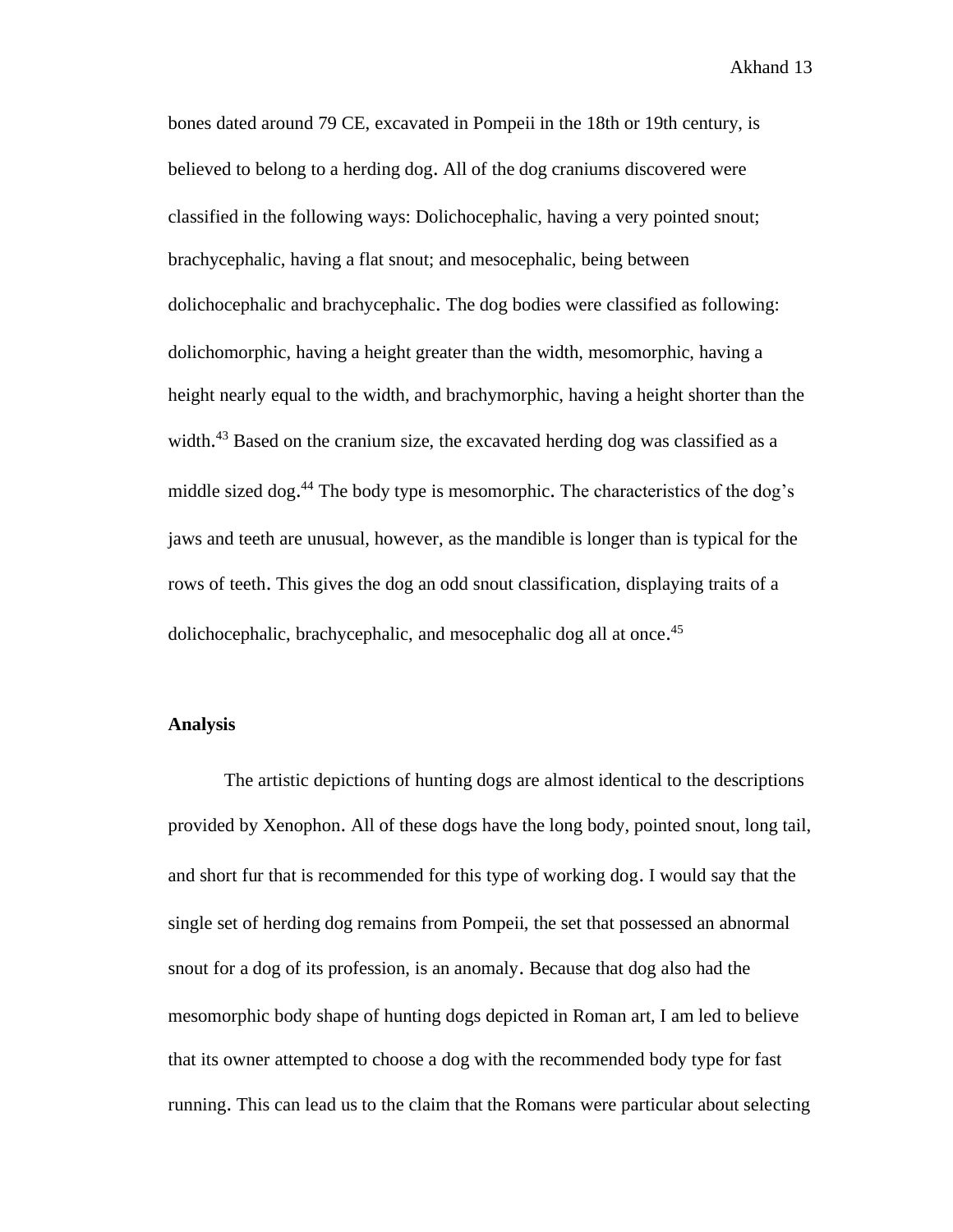bones dated around 79 CE, excavated in Pompeii in the 18th or 19th century, is believed to belong to a herding dog. All of the dog craniums discovered were classified in the following ways: Dolichocephalic, having a very pointed snout; brachycephalic, having a flat snout; and mesocephalic, being between dolichocephalic and brachycephalic. The dog bodies were classified as following: dolichomorphic, having a height greater than the width, mesomorphic, having a height nearly equal to the width, and brachymorphic, having a height shorter than the width.[43] Based on the cranium size, the excavated herding dog was classified as a middle sized dog.[44] The body type is mesomorphic. The characteristics of the dog's jaws and teeth are unusual, however, as the mandible is longer than is typical for the rows of teeth. This gives the dog an odd snout classification, displaying traits of a dolichocephalic, brachycephalic, and mesocephalic dog all at once.[45]

**Analysis**

The artistic depictions of hunting dogs are almost identical to the descriptions provided by Xenophon. All of these dogs have the long body, pointed snout, long tail, and short fur that is recommended for this type of working dog. I would say that the single set of herding dog remains from Pompeii, the set that possessed an abnormal snout for a dog of its profession, is an anomaly. Because that dog also had the mesomorphic body shape of hunting dogs depicted in Roman art, I am led to believe that its owner attempted to choose a dog with the recommended body type for fast running. This can lead us to the claim that the Romans were particular about selecting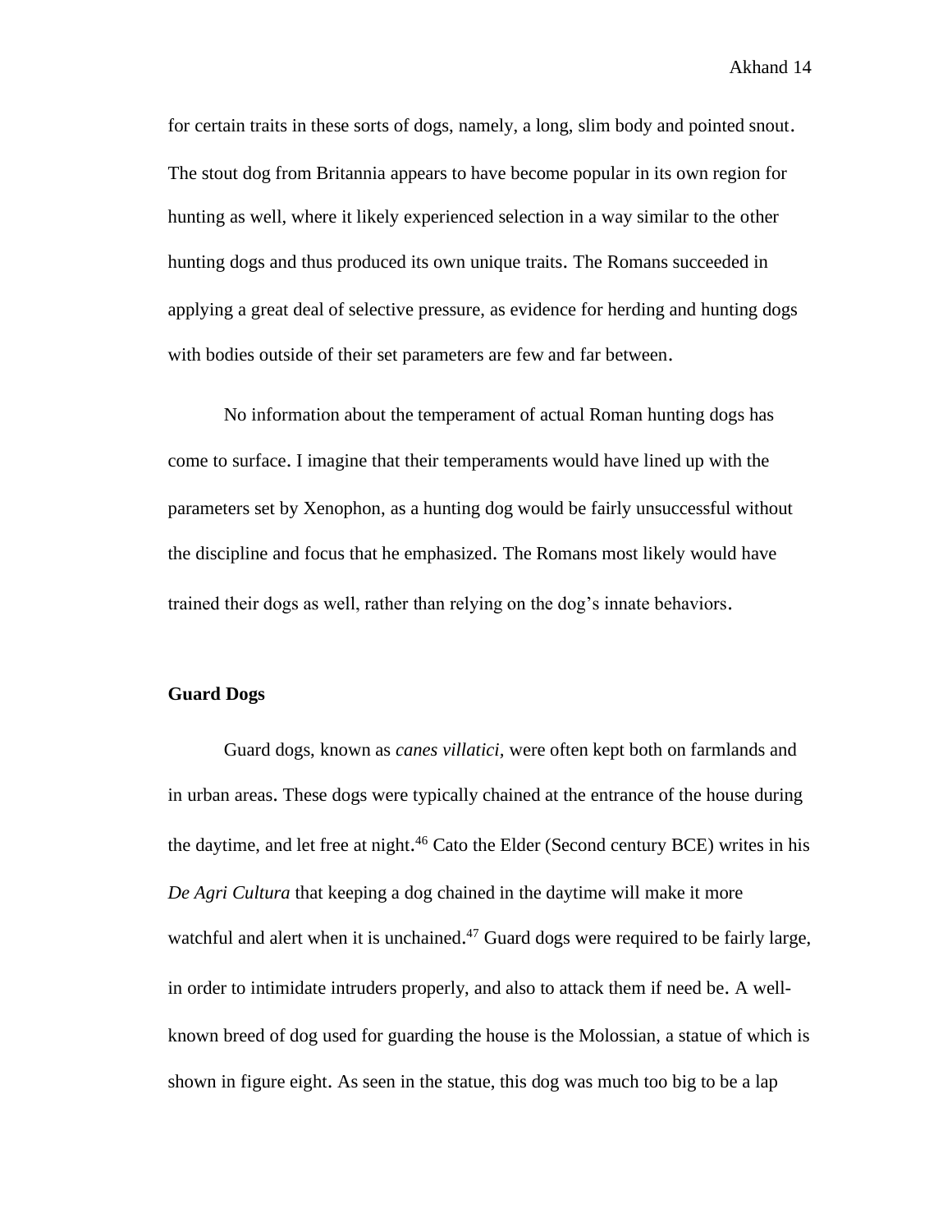for certain traits in these sorts of dogs, namely, a long, slim body and pointed snout. The stout dog from Britannia appears to have become popular in its own region for hunting as well, where it likely experienced selection in a way similar to the other hunting dogs and thus produced its own unique traits. The Romans succeeded in applying a great deal of selective pressure, as evidence for herding and hunting dogs with bodies outside of their set parameters are few and far between.

No information about the temperament of actual Roman hunting dogs has come to surface. I imagine that their temperaments would have lined up with the parameters set by Xenophon, as a hunting dog would be fairly unsuccessful without the discipline and focus that he emphasized. The Romans most likely would have trained their dogs as well, rather than relying on the dog's innate behaviors.

**Guard Dogs**

Guard dogs, known as *canes villatici,* were often kept both on farmlands and in urban areas. These dogs were typically chained at the entrance of the house during the daytime, and let free at night.[46] Cato the Elder (Second century BCE) writes in his *De Agri Cultura* that keeping a dog chained in the daytime will make it more watchful and alert when it is unchained.[47] Guard dogs were required to be fairly large, in order to intimidate intruders properly, and also to attack them if need be. A well-known breed of dog used for guarding the house is the Molossian, a statue of which is shown in figure eight. As seen in the statue, this dog was much too big to be a lap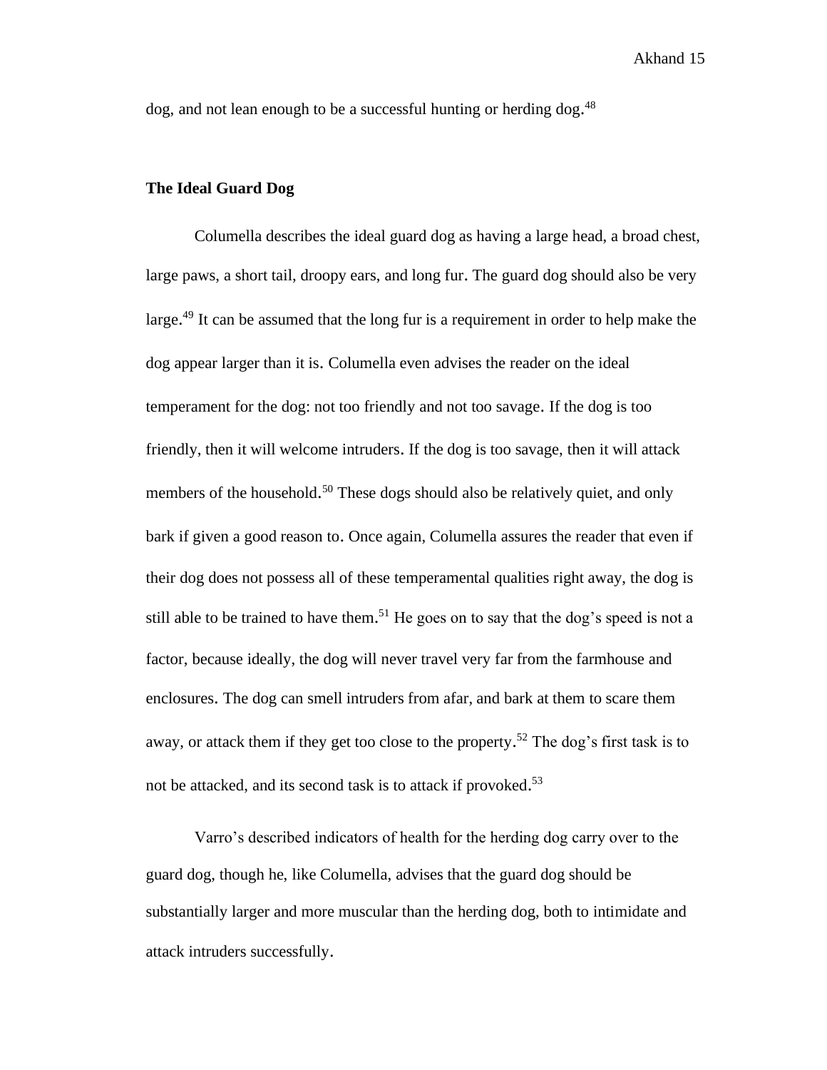dog, and not lean enough to be a successful hunting or herding dog.[48]

### The Ideal Guard Dog

Columella describes the ideal guard dog as having a large head, a broad chest, large paws, a short tail, droopy ears, and long fur. The guard dog should also be very large.[49] It can be assumed that the long fur is a requirement in order to help make the dog appear larger than it is. Columella even advises the reader on the ideal temperament for the dog: not too friendly and not too savage. If the dog is too friendly, then it will welcome intruders. If the dog is too savage, then it will attack members of the household.[50] These dogs should also be relatively quiet, and only bark if given a good reason to. Once again, Columella assures the reader that even if their dog does not possess all of these temperamental qualities right away, the dog is still able to be trained to have them.[51] He goes on to say that the dog's speed is not a factor, because ideally, the dog will never travel very far from the farmhouse and enclosures. The dog can smell intruders from afar, and bark at them to scare them away, or attack them if they get too close to the property.[52] The dog's first task is to not be attacked, and its second task is to attack if provoked.[53]

Varro's described indicators of health for the herding dog carry over to the guard dog, though he, like Columella, advises that the guard dog should be substantially larger and more muscular than the herding dog, both to intimidate and attack intruders successfully.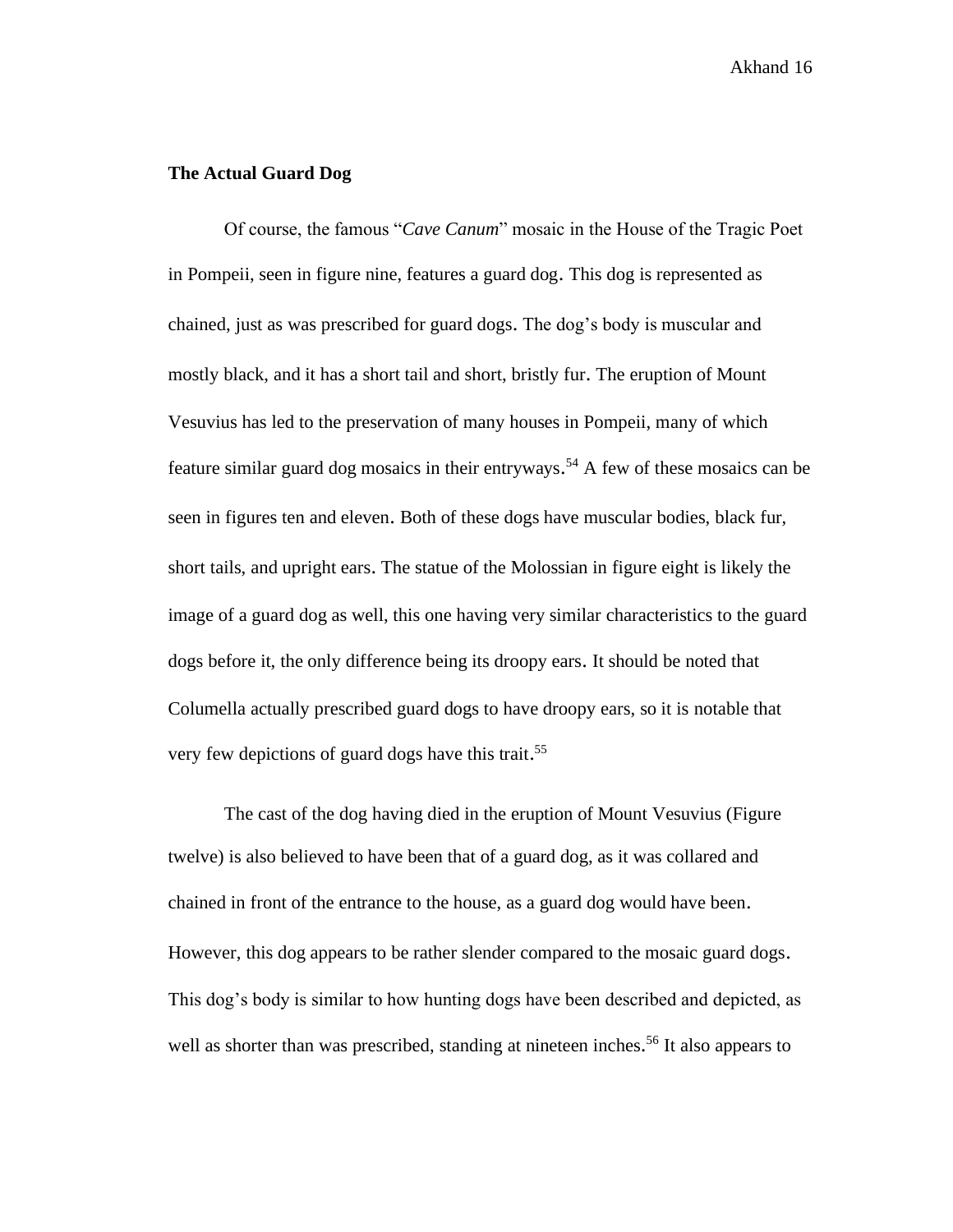**The Actual Guard Dog**

Of course, the famous "*Cave Canum*" mosaic in the House of the Tragic Poet in Pompeii, seen in figure nine, features a guard dog. This dog is represented as chained, just as was prescribed for guard dogs. The dog's body is muscular and mostly black, and it has a short tail and short, bristly fur. The eruption of Mount Vesuvius has led to the preservation of many houses in Pompeii, many of which feature similar guard dog mosaics in their entryways.[54] A few of these mosaics can be seen in figures ten and eleven. Both of these dogs have muscular bodies, black fur, short tails, and upright ears. The statue of the Molossian in figure eight is likely the image of a guard dog as well, this one having very similar characteristics to the guard dogs before it, the only difference being its droopy ears. It should be noted that Columella actually prescribed guard dogs to have droopy ears, so it is notable that very few depictions of guard dogs have this trait.[55]

The cast of the dog having died in the eruption of Mount Vesuvius (Figure twelve) is also believed to have been that of a guard dog, as it was collared and chained in front of the entrance to the house, as a guard dog would have been. However, this dog appears to be rather slender compared to the mosaic guard dogs. This dog's body is similar to how hunting dogs have been described and depicted, as well as shorter than was prescribed, standing at nineteen inches.[56] It also appears to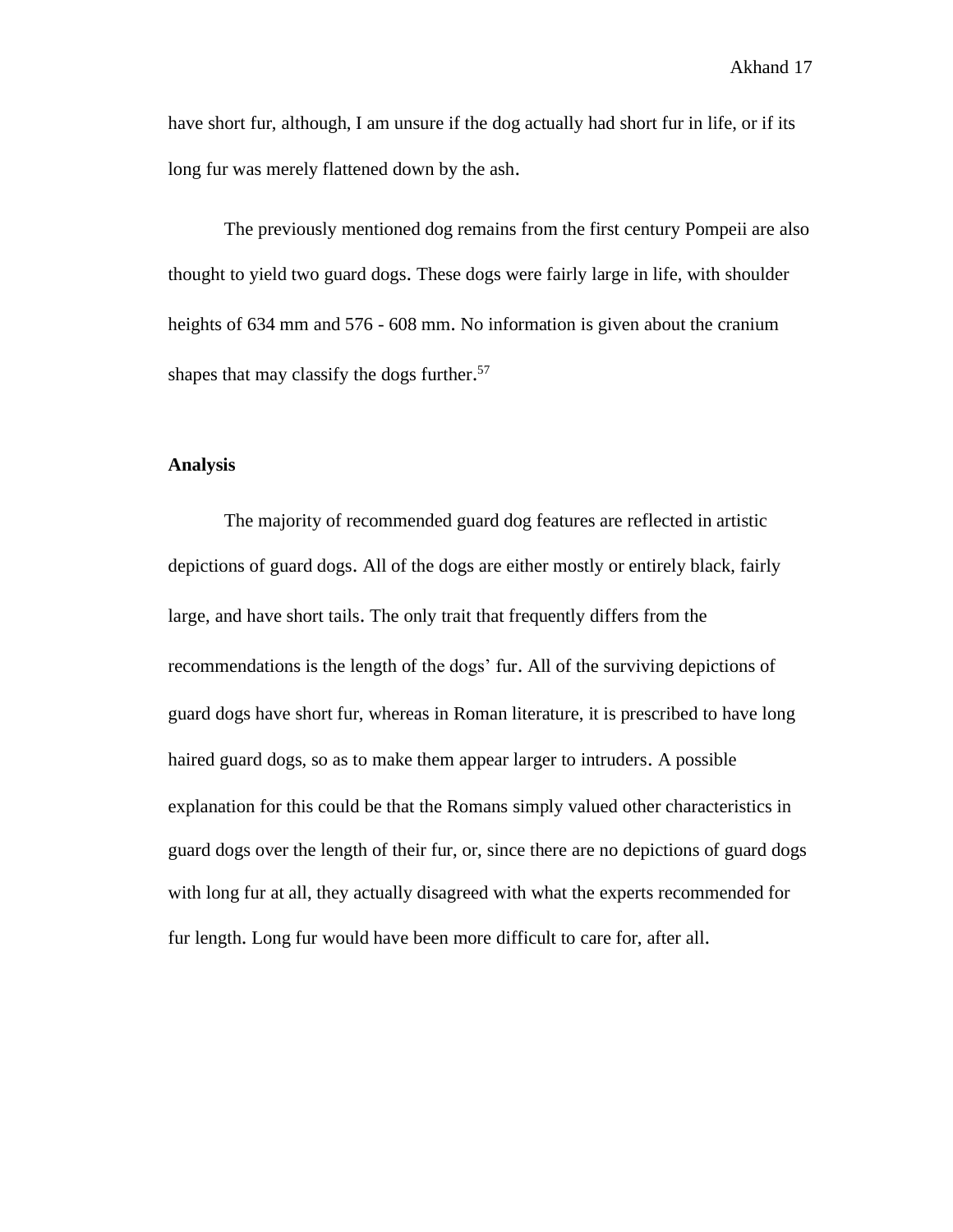have short fur, although, I am unsure if the dog actually had short fur in life, or if its long fur was merely flattened down by the ash.

The previously mentioned dog remains from the first century Pompeii are also thought to yield two guard dogs. These dogs were fairly large in life, with shoulder heights of 634 mm and 576 - 608 mm. No information is given about the cranium shapes that may classify the dogs further.[57]

**Analysis**

The majority of recommended guard dog features are reflected in artistic depictions of guard dogs. All of the dogs are either mostly or entirely black, fairly large, and have short tails. The only trait that frequently differs from the recommendations is the length of the dogs' fur. All of the surviving depictions of guard dogs have short fur, whereas in Roman literature, it is prescribed to have long haired guard dogs, so as to make them appear larger to intruders. A possible explanation for this could be that the Romans simply valued other characteristics in guard dogs over the length of their fur, or, since there are no depictions of guard dogs with long fur at all, they actually disagreed with what the experts recommended for fur length. Long fur would have been more difficult to care for, after all.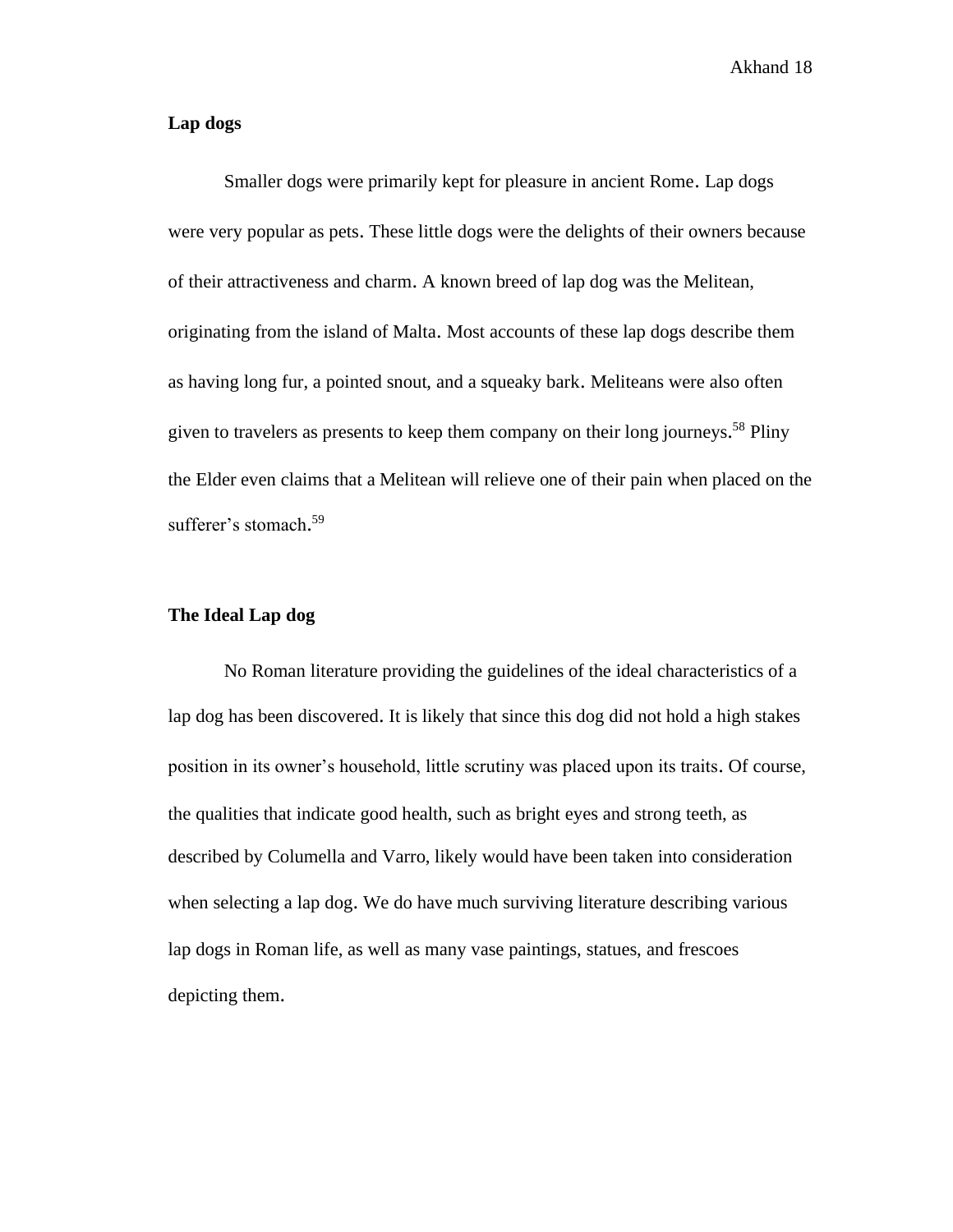**Lap dogs**

Smaller dogs were primarily kept for pleasure in ancient Rome. Lap dogs were very popular as pets. These little dogs were the delights of their owners because of their attractiveness and charm. A known breed of lap dog was the Melitean, originating from the island of Malta. Most accounts of these lap dogs describe them as having long fur, a pointed snout, and a squeaky bark. Meliteans were also often given to travelers as presents to keep them company on their long journeys.[58] Pliny the Elder even claims that a Melitean will relieve one of their pain when placed on the sufferer's stomach.[59]

**The Ideal Lap dog**

No Roman literature providing the guidelines of the ideal characteristics of a lap dog has been discovered. It is likely that since this dog did not hold a high stakes position in its owner's household, little scrutiny was placed upon its traits. Of course, the qualities that indicate good health, such as bright eyes and strong teeth, as described by Columella and Varro, likely would have been taken into consideration when selecting a lap dog. We do have much surviving literature describing various lap dogs in Roman life, as well as many vase paintings, statues, and frescoes depicting them.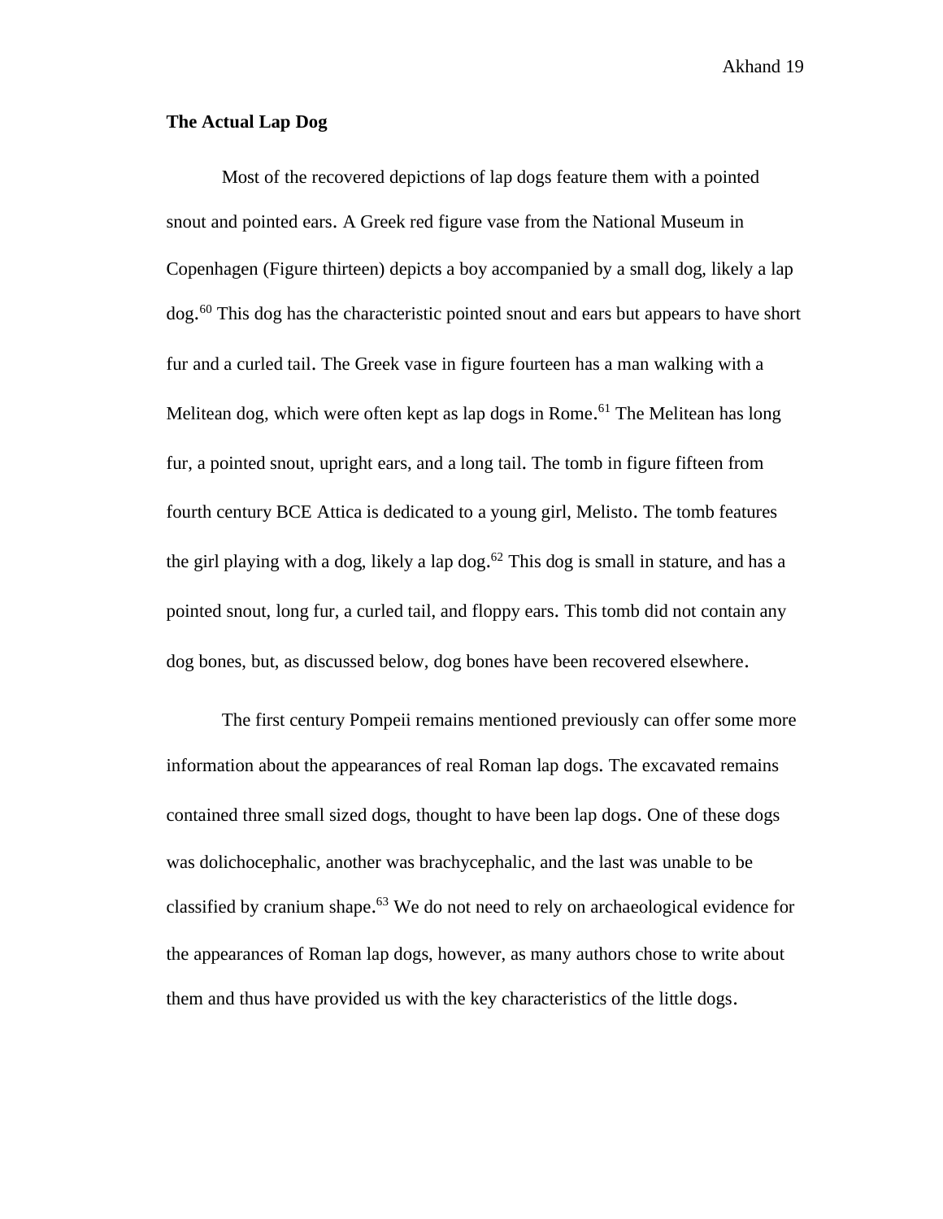**The Actual Lap Dog**

Most of the recovered depictions of lap dogs feature them with a pointed snout and pointed ears. A Greek red figure vase from the National Museum in Copenhagen (Figure thirteen) depicts a boy accompanied by a small dog, likely a lap dog.[60] This dog has the characteristic pointed snout and ears but appears to have short fur and a curled tail. The Greek vase in figure fourteen has a man walking with a Melitean dog, which were often kept as lap dogs in Rome.[61] The Melitean has long fur, a pointed snout, upright ears, and a long tail. The tomb in figure fifteen from fourth century BCE Attica is dedicated to a young girl, Melisto. The tomb features the girl playing with a dog, likely a lap dog.[62] This dog is small in stature, and has a pointed snout, long fur, a curled tail, and floppy ears. This tomb did not contain any dog bones, but, as discussed below, dog bones have been recovered elsewhere.

The first century Pompeii remains mentioned previously can offer some more information about the appearances of real Roman lap dogs. The excavated remains contained three small sized dogs, thought to have been lap dogs. One of these dogs was dolichocephalic, another was brachycephalic, and the last was unable to be classified by cranium shape.[63] We do not need to rely on archaeological evidence for the appearances of Roman lap dogs, however, as many authors chose to write about them and thus have provided us with the key characteristics of the little dogs.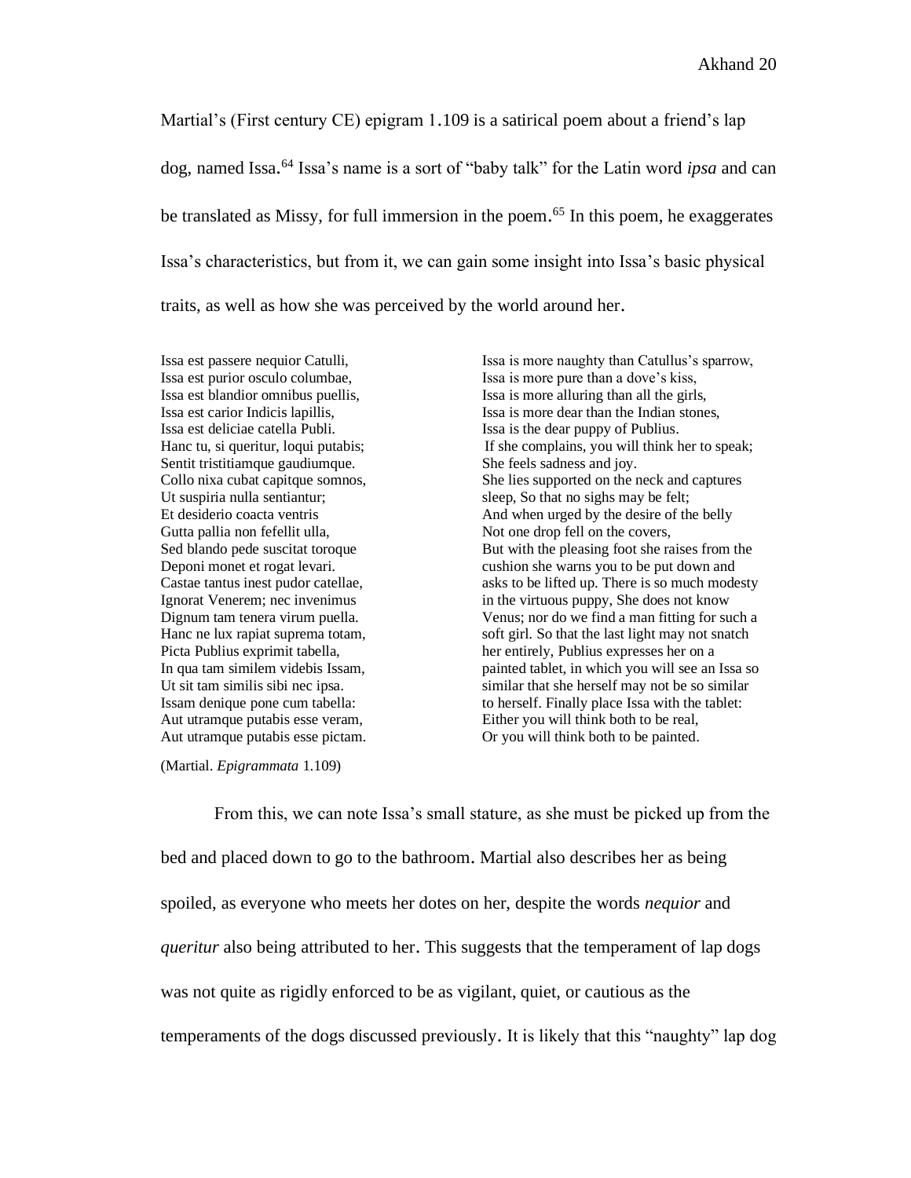Martial's (First century CE) epigram 1.109 is a satirical poem about a friend's lap dog, named Issa.[64] Issa's name is a sort of "baby talk" for the Latin word *ipsa* and can be translated as Missy, for full immersion in the poem.[65] In this poem, he exaggerates Issa's characteristics, but from it, we can gain some insight into Issa's basic physical traits, as well as how she was perceived by the world around her.

| | |
|---|---|
| Issa est passere nequior Catulli, | Issa is more naughty than Catullus's sparrow, |
| Issa est purior osculo columbae, | Issa is more pure than a dove's kiss, |
| Issa est blandior omnibus puellis, | Issa is more alluring than all the girls, |
| Issa est carior Indicis lapillis, | Issa is more dear than the Indian stones, |
| Issa est deliciae catella Publi. | Issa is the dear puppy of Publius. |
| Hanc tu, si queritur, loqui putabis; | If she complains, you will think her to speak; |
| Sentit tristitiamque gaudiumque. | She feels sadness and joy. |
| Collo nixa cubat capitque somnos, | She lies supported on the neck and captures |
| Ut suspiria nulla sentiantur; | sleep, So that no sighs may be felt; |
| Et desiderio coacta ventris | And when urged by the desire of the belly |
| Gutta pallia non fefellit ulla, | Not one drop fell on the covers, |
| Sed blando pede suscitat toroque | But with the pleasing foot she raises from the |
| Deponi monet et rogat levari. | cushion she warns you to be put down and |
| Castae tantus inest pudor catellae, | asks to be lifted up. There is so much modesty |
| Ignorat Venerem; nec invenimus | in the virtuous puppy, She does not know |
| Dignum tam tenera virum puella. | Venus; nor do we find a man fitting for such a |
| Hanc ne lux rapiat suprema totam, | soft girl. So that the last light may not snatch |
| Picta Publius exprimit tabella, | her entirely, Publius expresses her on a |
| In qua tam similem videbis Issam, | painted tablet, in which you will see an Issa so |
| Ut sit tam similis sibi nec ipsa. | similar that she herself may not be so similar |
| Issam denique pone cum tabella: | to herself. Finally place Issa with the tablet: |
| Aut utramque putabis esse veram, | Either you will think both to be real, |
| Aut utramque putabis esse pictam. | Or you will think both to be painted. |

(Martial. *Epigrammata* 1.109)

From this, we can note Issa's small stature, as she must be picked up from the bed and placed down to go to the bathroom. Martial also describes her as being spoiled, as everyone who meets her dotes on her, despite the words *nequior* and *queritur* also being attributed to her. This suggests that the temperament of lap dogs was not quite as rigidly enforced to be as vigilant, quiet, or cautious as the temperaments of the dogs discussed previously. It is likely that this "naughty" lap dog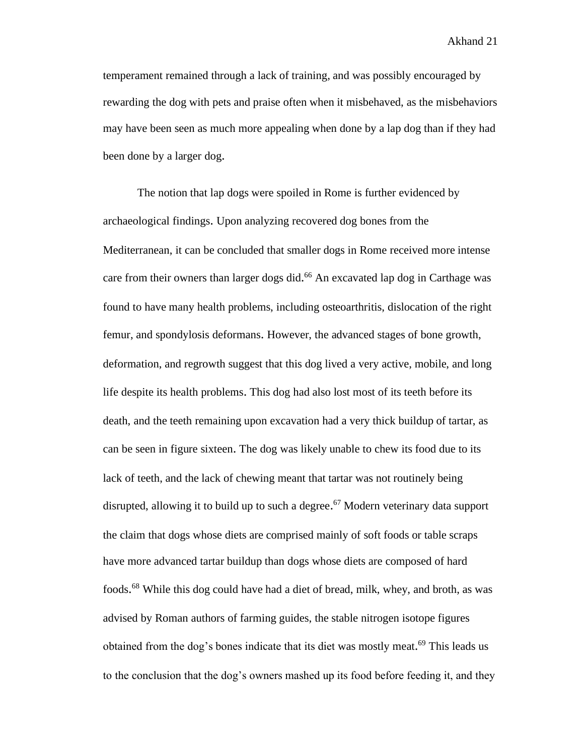temperament remained through a lack of training, and was possibly encouraged by rewarding the dog with pets and praise often when it misbehaved, as the misbehaviors may have been seen as much more appealing when done by a lap dog than if they had been done by a larger dog.

The notion that lap dogs were spoiled in Rome is further evidenced by archaeological findings. Upon analyzing recovered dog bones from the Mediterranean, it can be concluded that smaller dogs in Rome received more intense care from their owners than larger dogs did.[66] An excavated lap dog in Carthage was found to have many health problems, including osteoarthritis, dislocation of the right femur, and spondylosis deformans. However, the advanced stages of bone growth, deformation, and regrowth suggest that this dog lived a very active, mobile, and long life despite its health problems. This dog had also lost most of its teeth before its death, and the teeth remaining upon excavation had a very thick buildup of tartar, as can be seen in figure sixteen. The dog was likely unable to chew its food due to its lack of teeth, and the lack of chewing meant that tartar was not routinely being disrupted, allowing it to build up to such a degree.[67] Modern veterinary data support the claim that dogs whose diets are comprised mainly of soft foods or table scraps have more advanced tartar buildup than dogs whose diets are composed of hard foods.[68] While this dog could have had a diet of bread, milk, whey, and broth, as was advised by Roman authors of farming guides, the stable nitrogen isotope figures obtained from the dog's bones indicate that its diet was mostly meat.[69] This leads us to the conclusion that the dog's owners mashed up its food before feeding it, and they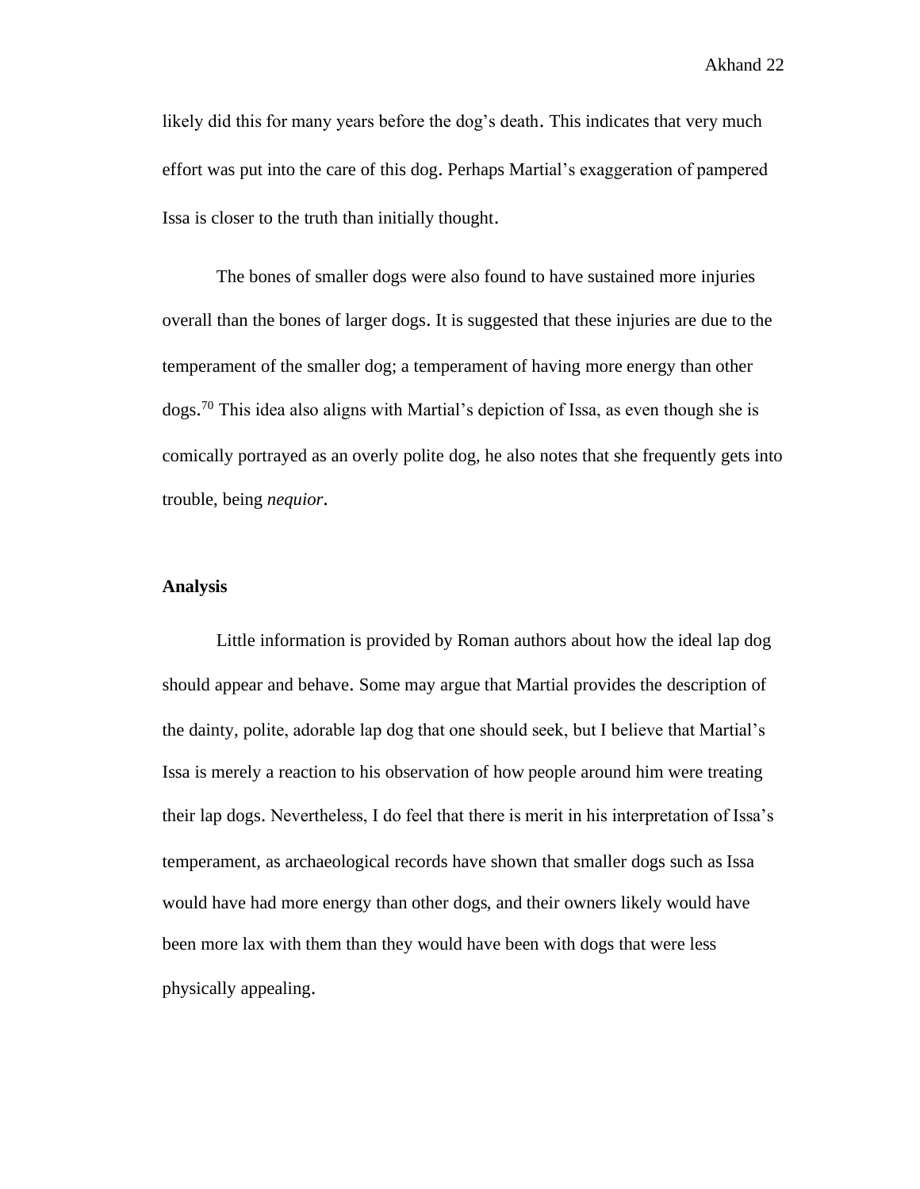likely did this for many years before the dog's death. This indicates that very much effort was put into the care of this dog. Perhaps Martial's exaggeration of pampered Issa is closer to the truth than initially thought.

The bones of smaller dogs were also found to have sustained more injuries overall than the bones of larger dogs. It is suggested that these injuries are due to the temperament of the smaller dog; a temperament of having more energy than other dogs.[70] This idea also aligns with Martial's depiction of Issa, as even though she is comically portrayed as an overly polite dog, he also notes that she frequently gets into trouble, being *nequior*.

**Analysis**

Little information is provided by Roman authors about how the ideal lap dog should appear and behave. Some may argue that Martial provides the description of the dainty, polite, adorable lap dog that one should seek, but I believe that Martial's Issa is merely a reaction to his observation of how people around him were treating their lap dogs. Nevertheless, I do feel that there is merit in his interpretation of Issa's temperament, as archaeological records have shown that smaller dogs such as Issa would have had more energy than other dogs, and their owners likely would have been more lax with them than they would have been with dogs that were less physically appealing.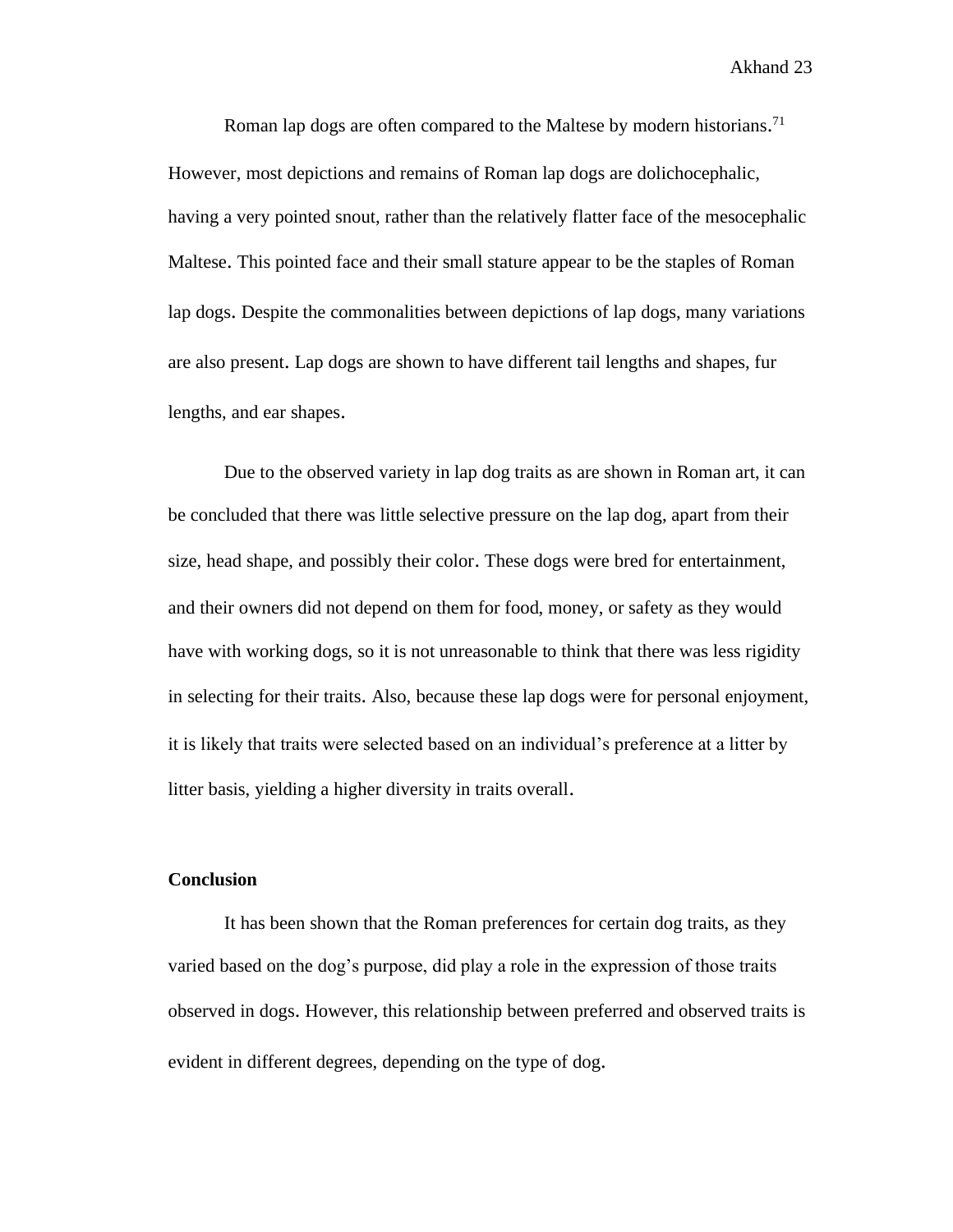Roman lap dogs are often compared to the Maltese by modern historians.[71] However, most depictions and remains of Roman lap dogs are dolichocephalic, having a very pointed snout, rather than the relatively flatter face of the mesocephalic Maltese. This pointed face and their small stature appear to be the staples of Roman lap dogs. Despite the commonalities between depictions of lap dogs, many variations are also present. Lap dogs are shown to have different tail lengths and shapes, fur lengths, and ear shapes.

Due to the observed variety in lap dog traits as are shown in Roman art, it can be concluded that there was little selective pressure on the lap dog, apart from their size, head shape, and possibly their color. These dogs were bred for entertainment, and their owners did not depend on them for food, money, or safety as they would have with working dogs, so it is not unreasonable to think that there was less rigidity in selecting for their traits. Also, because these lap dogs were for personal enjoyment, it is likely that traits were selected based on an individual's preference at a litter by litter basis, yielding a higher diversity in traits overall.

**Conclusion**

It has been shown that the Roman preferences for certain dog traits, as they varied based on the dog's purpose, did play a role in the expression of those traits observed in dogs. However, this relationship between preferred and observed traits is evident in different degrees, depending on the type of dog.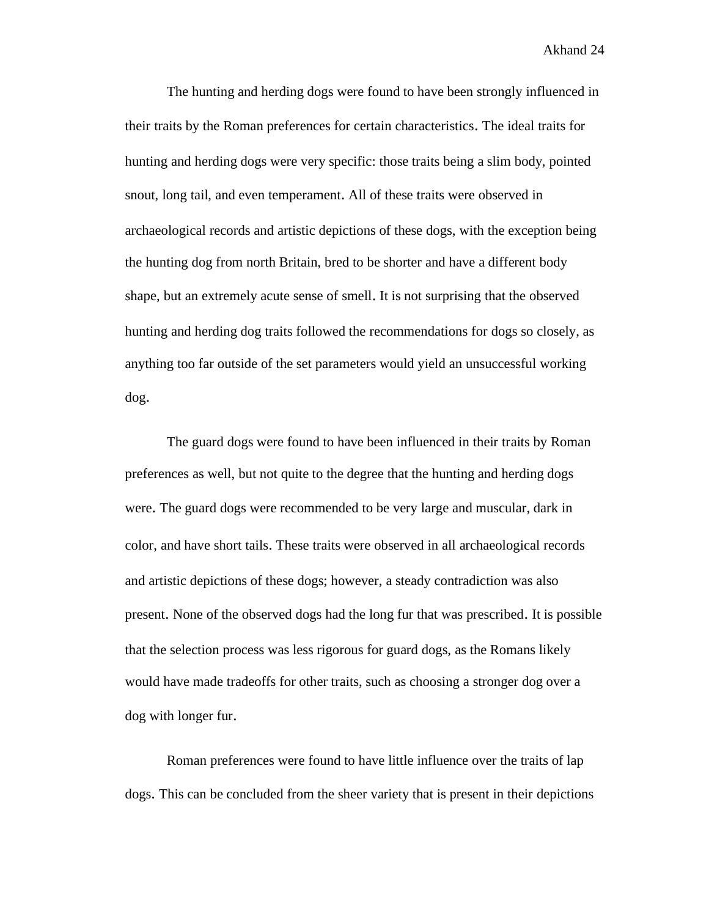The hunting and herding dogs were found to have been strongly influenced in their traits by the Roman preferences for certain characteristics. The ideal traits for hunting and herding dogs were very specific: those traits being a slim body, pointed snout, long tail, and even temperament. All of these traits were observed in archaeological records and artistic depictions of these dogs, with the exception being the hunting dog from north Britain, bred to be shorter and have a different body shape, but an extremely acute sense of smell. It is not surprising that the observed hunting and herding dog traits followed the recommendations for dogs so closely, as anything too far outside of the set parameters would yield an unsuccessful working dog.

The guard dogs were found to have been influenced in their traits by Roman preferences as well, but not quite to the degree that the hunting and herding dogs were. The guard dogs were recommended to be very large and muscular, dark in color, and have short tails. These traits were observed in all archaeological records and artistic depictions of these dogs; however, a steady contradiction was also present. None of the observed dogs had the long fur that was prescribed. It is possible that the selection process was less rigorous for guard dogs, as the Romans likely would have made tradeoffs for other traits, such as choosing a stronger dog over a dog with longer fur.

Roman preferences were found to have little influence over the traits of lap dogs. This can be concluded from the sheer variety that is present in their depictions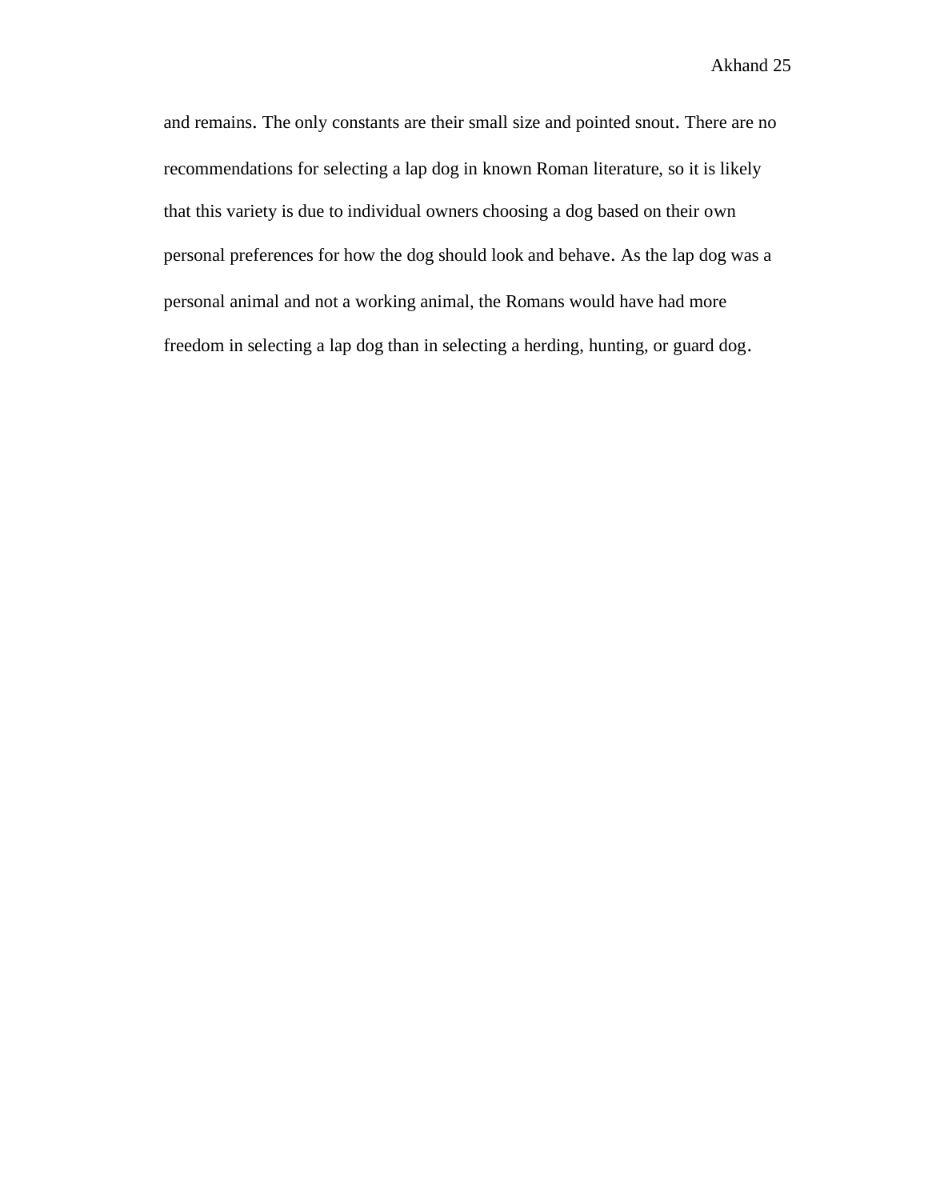and remains. The only constants are their small size and pointed snout. There are no recommendations for selecting a lap dog in known Roman literature, so it is likely that this variety is due to individual owners choosing a dog based on their own personal preferences for how the dog should look and behave. As the lap dog was a personal animal and not a working animal, the Romans would have had more freedom in selecting a lap dog than in selecting a herding, hunting, or guard dog.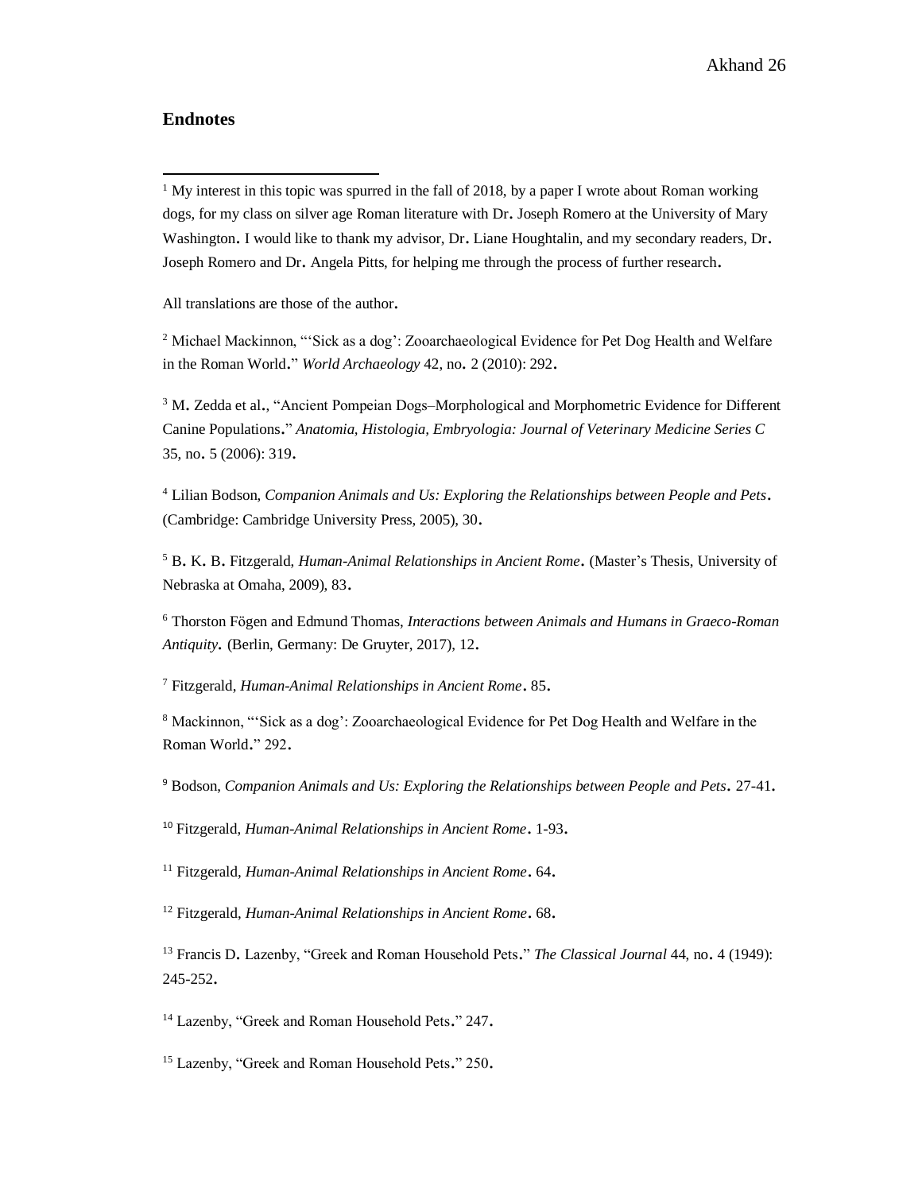## Endnotes

[1] My interest in this topic was spurred in the fall of 2018, by a paper I wrote about Roman working dogs, for my class on silver age Roman literature with Dr. Joseph Romero at the University of Mary Washington. I would like to thank my advisor, Dr. Liane Houghtalin, and my secondary readers, Dr. Joseph Romero and Dr. Angela Pitts, for helping me through the process of further research.

All translations are those of the author.

[2] Michael Mackinnon, "'Sick as a dog': Zooarchaeological Evidence for Pet Dog Health and Welfare in the Roman World." *World Archaeology* 42, no. 2 (2010): 292.

[3] M. Zedda et al., "Ancient Pompeian Dogs–Morphological and Morphometric Evidence for Different Canine Populations." *Anatomia, Histologia, Embryologia: Journal of Veterinary Medicine Series C* 35, no. 5 (2006): 319.

[4] Lilian Bodson, *Companion Animals and Us: Exploring the Relationships between People and Pets*. (Cambridge: Cambridge University Press, 2005), 30.

[5] B. K. B. Fitzgerald, *Human-Animal Relationships in Ancient Rome*. (Master's Thesis, University of Nebraska at Omaha, 2009), 83.

[6] Thorston Fögen and Edmund Thomas, *Interactions between Animals and Humans in Graeco-Roman Antiquity*. (Berlin, Germany: De Gruyter, 2017), 12.

[7] Fitzgerald, *Human-Animal Relationships in Ancient Rome*. 85.

[8] Mackinnon, "'Sick as a dog': Zooarchaeological Evidence for Pet Dog Health and Welfare in the Roman World." 292.

[9] Bodson, *Companion Animals and Us: Exploring the Relationships between People and Pets*. 27-41.

[10] Fitzgerald, *Human-Animal Relationships in Ancient Rome*. 1-93.

[11] Fitzgerald, *Human-Animal Relationships in Ancient Rome*. 64.

[12] Fitzgerald, *Human-Animal Relationships in Ancient Rome*. 68.

[13] Francis D. Lazenby, "Greek and Roman Household Pets." *The Classical Journal* 44, no. 4 (1949): 245-252.

[14] Lazenby, "Greek and Roman Household Pets." 247.

[15] Lazenby, "Greek and Roman Household Pets." 250.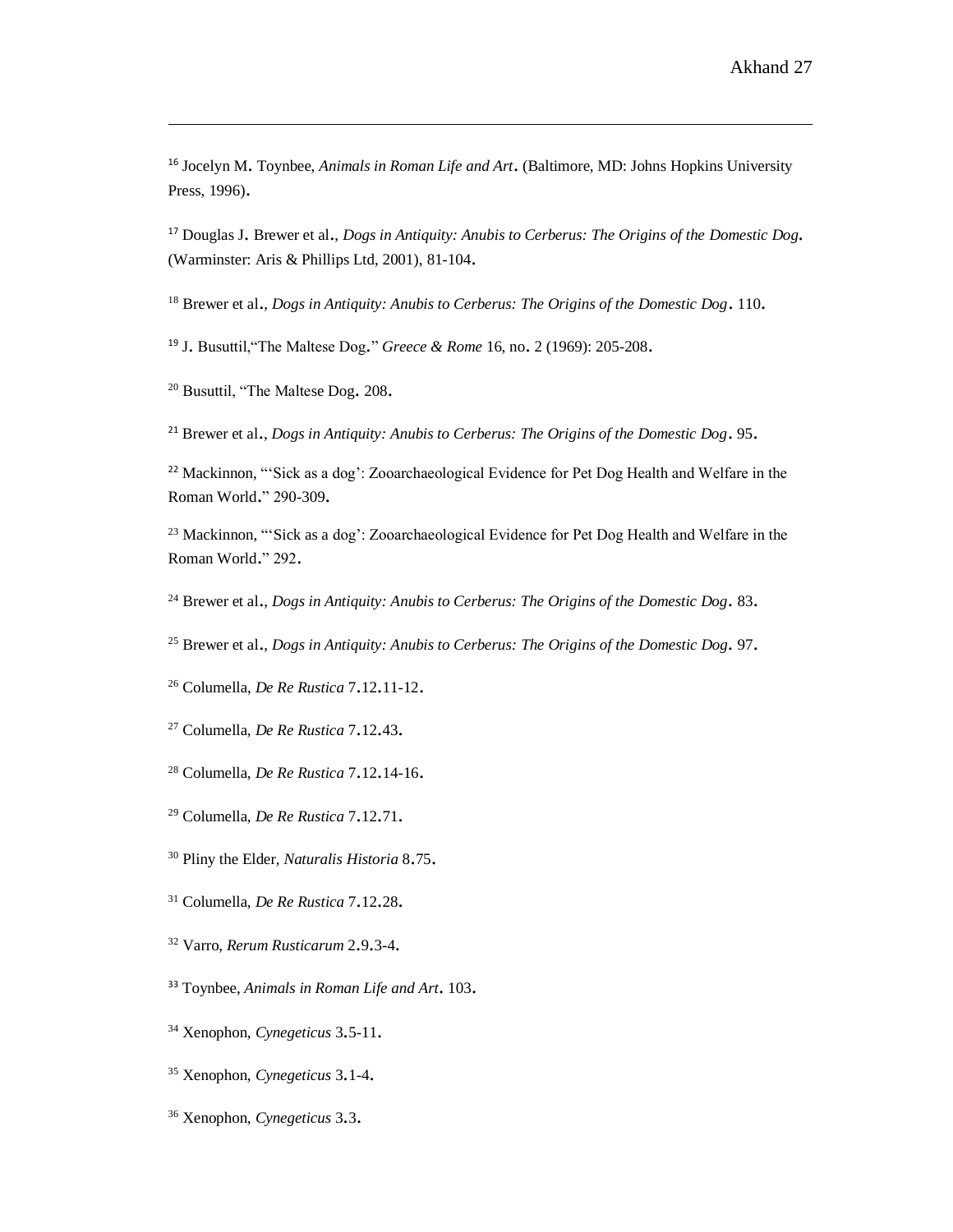[16] Jocelyn M. Toynbee, *Animals in Roman Life and Art*. (Baltimore, MD: Johns Hopkins University Press, 1996).

[17] Douglas J. Brewer et al., *Dogs in Antiquity: Anubis to Cerberus: The Origins of the Domestic Dog*. (Warminster: Aris & Phillips Ltd, 2001), 81-104.

[18] Brewer et al., *Dogs in Antiquity: Anubis to Cerberus: The Origins of the Domestic Dog*. 110.

[19] J. Busuttil,"The Maltese Dog." *Greece & Rome* 16, no. 2 (1969): 205-208.

[20] Busuttil, "The Maltese Dog. 208.

[21] Brewer et al., *Dogs in Antiquity: Anubis to Cerberus: The Origins of the Domestic Dog*. 95.

[22] Mackinnon, "'Sick as a dog': Zooarchaeological Evidence for Pet Dog Health and Welfare in the Roman World." 290-309.

[23] Mackinnon, "'Sick as a dog': Zooarchaeological Evidence for Pet Dog Health and Welfare in the Roman World." 292.

[24] Brewer et al., *Dogs in Antiquity: Anubis to Cerberus: The Origins of the Domestic Dog*. 83.

[25] Brewer et al., *Dogs in Antiquity: Anubis to Cerberus: The Origins of the Domestic Dog*. 97.

[26] Columella, *De Re Rustica* 7.12.11-12.

[27] Columella, *De Re Rustica* 7.12.43.

[28] Columella, *De Re Rustica* 7.12.14-16.

[29] Columella, *De Re Rustica* 7.12.71.

[30] Pliny the Elder, *Naturalis Historia* 8.75.

[31] Columella, *De Re Rustica* 7.12.28.

[32] Varro, *Rerum Rusticarum* 2.9.3-4.

[33] Toynbee, *Animals in Roman Life and Art*. 103.

[34] Xenophon, *Cynegeticus* 3.5-11.

[35] Xenophon, *Cynegeticus* 3.1-4.

[36] Xenophon, *Cynegeticus* 3.3.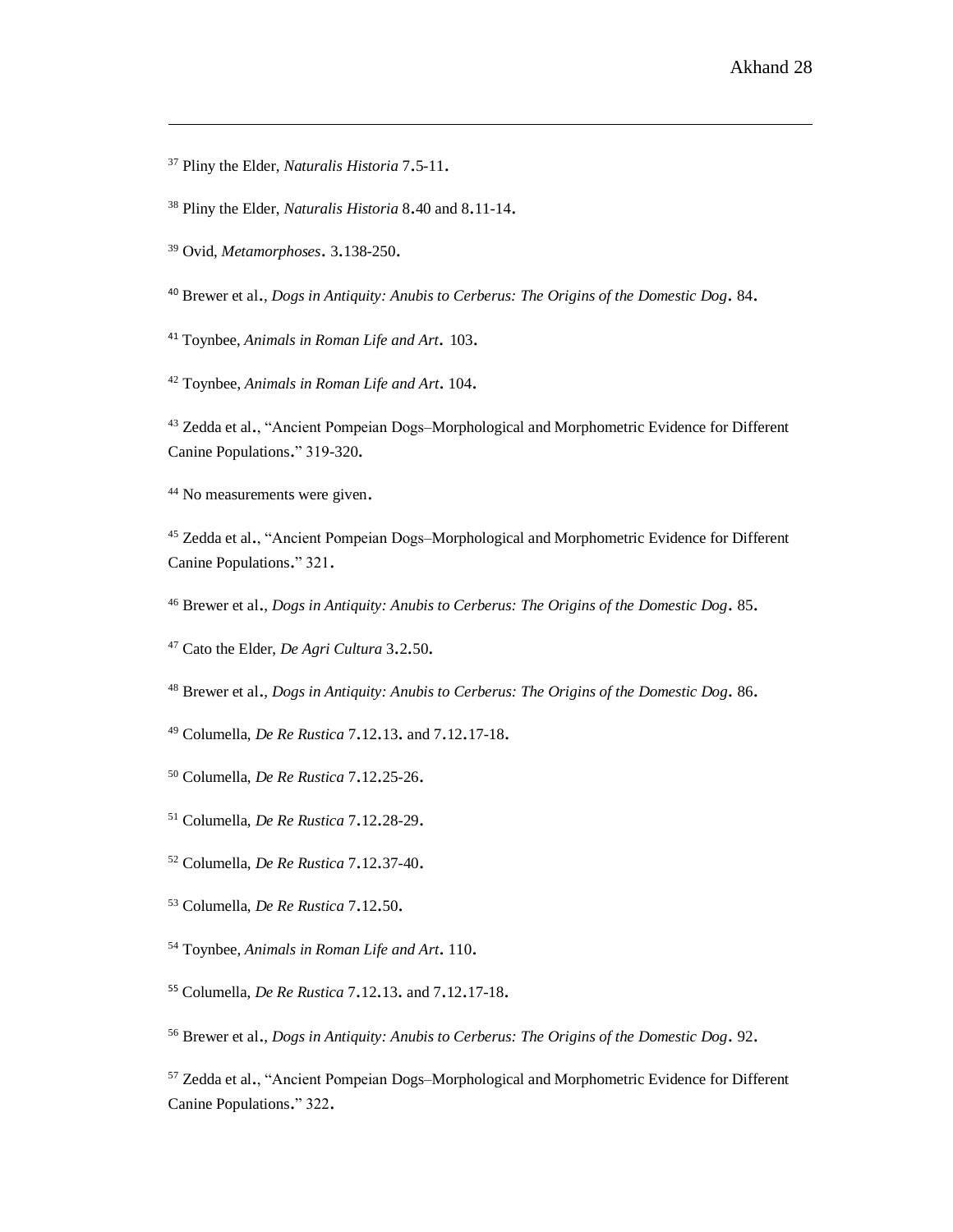[37] Pliny the Elder, *Naturalis Historia* 7.5-11.

[38] Pliny the Elder, *Naturalis Historia* 8.40 and 8.11-14.

[39] Ovid, *Metamorphoses*. 3.138-250.

[40] Brewer et al., *Dogs in Antiquity: Anubis to Cerberus: The Origins of the Domestic Dog*. 84.

[41] Toynbee, *Animals in Roman Life and Art*. 103.

[42] Toynbee, *Animals in Roman Life and Art*. 104.

[43] Zedda et al., "Ancient Pompeian Dogs–Morphological and Morphometric Evidence for Different Canine Populations." 319-320.

[44] No measurements were given.

[45] Zedda et al., "Ancient Pompeian Dogs–Morphological and Morphometric Evidence for Different Canine Populations." 321.

[46] Brewer et al., *Dogs in Antiquity: Anubis to Cerberus: The Origins of the Domestic Dog*. 85.

[47] Cato the Elder, *De Agri Cultura* 3.2.50.

[48] Brewer et al., *Dogs in Antiquity: Anubis to Cerberus: The Origins of the Domestic Dog*. 86.

[49] Columella, *De Re Rustica* 7.12.13. and 7.12.17-18.

[50] Columella, *De Re Rustica* 7.12.25-26.

[51] Columella, *De Re Rustica* 7.12.28-29.

[52] Columella, *De Re Rustica* 7.12.37-40.

[53] Columella, *De Re Rustica* 7.12.50.

[54] Toynbee, *Animals in Roman Life and Art*. 110.

[55] Columella, *De Re Rustica* 7.12.13. and 7.12.17-18.

[56] Brewer et al., *Dogs in Antiquity: Anubis to Cerberus: The Origins of the Domestic Dog*. 92.

[57] Zedda et al., "Ancient Pompeian Dogs–Morphological and Morphometric Evidence for Different Canine Populations." 322.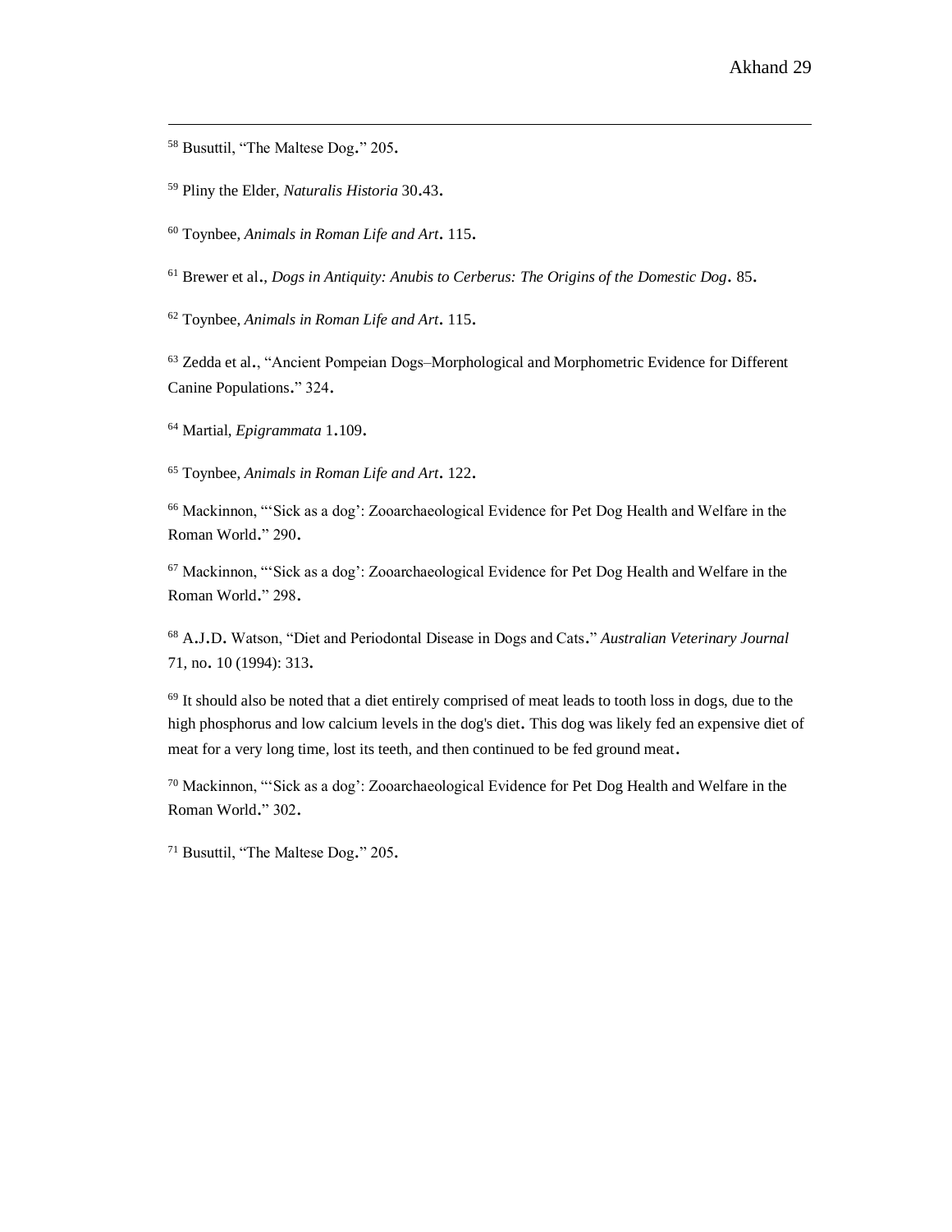[58] Busuttil, "The Maltese Dog." 205.

[59] Pliny the Elder, *Naturalis Historia* 30.43.

[60] Toynbee, *Animals in Roman Life and Art*. 115.

[61] Brewer et al., *Dogs in Antiquity: Anubis to Cerberus: The Origins of the Domestic Dog*. 85.

[62] Toynbee, *Animals in Roman Life and Art*. 115.

[63] Zedda et al., "Ancient Pompeian Dogs–Morphological and Morphometric Evidence for Different Canine Populations." 324.

[64] Martial, *Epigrammata* 1.109.

[65] Toynbee, *Animals in Roman Life and Art*. 122.

[66] Mackinnon, "'Sick as a dog': Zooarchaeological Evidence for Pet Dog Health and Welfare in the Roman World." 290.

[67] Mackinnon, "'Sick as a dog': Zooarchaeological Evidence for Pet Dog Health and Welfare in the Roman World." 298.

[68] A.J.D. Watson, "Diet and Periodontal Disease in Dogs and Cats." *Australian Veterinary Journal* 71, no. 10 (1994): 313.

[69] It should also be noted that a diet entirely comprised of meat leads to tooth loss in dogs, due to the high phosphorus and low calcium levels in the dog's diet. This dog was likely fed an expensive diet of meat for a very long time, lost its teeth, and then continued to be fed ground meat.

[70] Mackinnon, "'Sick as a dog': Zooarchaeological Evidence for Pet Dog Health and Welfare in the Roman World." 302.

[71] Busuttil, "The Maltese Dog." 205.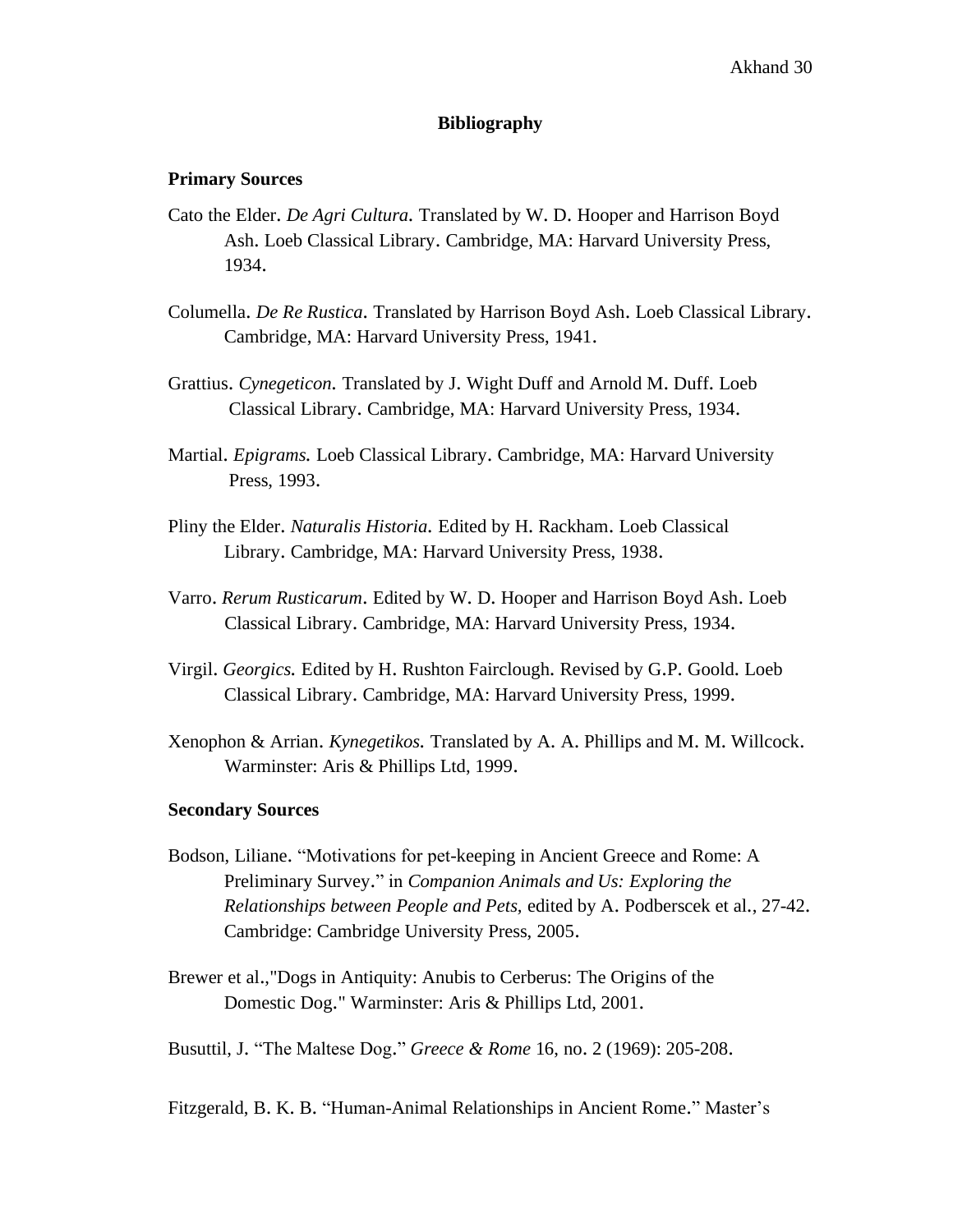# Bibliography

## Primary Sources

Cato the Elder. *De Agri Cultura.* Translated by W. D. Hooper and Harrison Boyd Ash. Loeb Classical Library. Cambridge, MA: Harvard University Press, 1934.

Columella. *De Re Rustica*. Translated by Harrison Boyd Ash. Loeb Classical Library. Cambridge, MA: Harvard University Press, 1941.

Grattius. *Cynegeticon.* Translated by J. Wight Duff and Arnold M. Duff. Loeb Classical Library. Cambridge, MA: Harvard University Press, 1934.

Martial. *Epigrams.* Loeb Classical Library. Cambridge, MA: Harvard University Press, 1993.

Pliny the Elder. *Naturalis Historia.* Edited by H. Rackham. Loeb Classical Library. Cambridge, MA: Harvard University Press, 1938.

Varro. *Rerum Rusticarum*. Edited by W. D. Hooper and Harrison Boyd Ash. Loeb Classical Library. Cambridge, MA: Harvard University Press, 1934.

Virgil. *Georgics.* Edited by H. Rushton Fairclough. Revised by G.P. Goold. Loeb Classical Library. Cambridge, MA: Harvard University Press, 1999.

Xenophon & Arrian. *Kynegetikos.* Translated by A. A. Phillips and M. M. Willcock. Warminster: Aris & Phillips Ltd, 1999.

## Secondary Sources

Bodson, Liliane. "Motivations for pet-keeping in Ancient Greece and Rome: A Preliminary Survey." in *Companion Animals and Us: Exploring the Relationships between People and Pets,* edited by A. Podberscek et al., 27-42. Cambridge: Cambridge University Press, 2005.

Brewer et al.,"Dogs in Antiquity: Anubis to Cerberus: The Origins of the Domestic Dog." Warminster: Aris & Phillips Ltd, 2001.

Busuttil, J. "The Maltese Dog." *Greece & Rome* 16, no. 2 (1969): 205-208.

Fitzgerald, B. K. B. "Human-Animal Relationships in Ancient Rome." Master's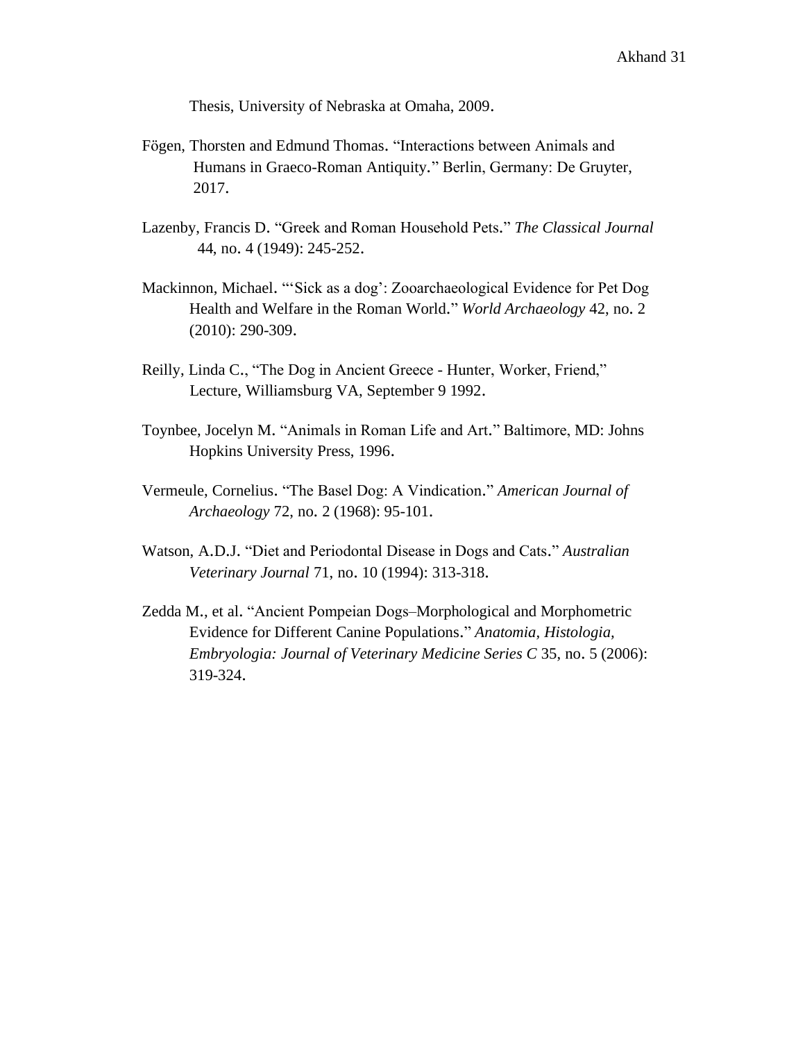Thesis, University of Nebraska at Omaha, 2009.

Fögen, Thorsten and Edmund Thomas. "Interactions between Animals and Humans in Graeco-Roman Antiquity." Berlin, Germany: De Gruyter, 2017.

Lazenby, Francis D. "Greek and Roman Household Pets." *The Classical Journal* 44, no. 4 (1949): 245-252.

Mackinnon, Michael. "'Sick as a dog': Zooarchaeological Evidence for Pet Dog Health and Welfare in the Roman World." *World Archaeology* 42, no. 2 (2010): 290-309.

Reilly, Linda C., "The Dog in Ancient Greece - Hunter, Worker, Friend," Lecture, Williamsburg VA, September 9 1992.

Toynbee, Jocelyn M. "Animals in Roman Life and Art." Baltimore, MD: Johns Hopkins University Press, 1996.

Vermeule, Cornelius. "The Basel Dog: A Vindication." *American Journal of Archaeology* 72, no. 2 (1968): 95-101.

Watson, A.D.J. "Diet and Periodontal Disease in Dogs and Cats." *Australian Veterinary Journal* 71, no. 10 (1994): 313-318.

Zedda M., et al. "Ancient Pompeian Dogs–Morphological and Morphometric Evidence for Different Canine Populations." *Anatomia, Histologia, Embryologia: Journal of Veterinary Medicine Series C* 35, no. 5 (2006): 319-324.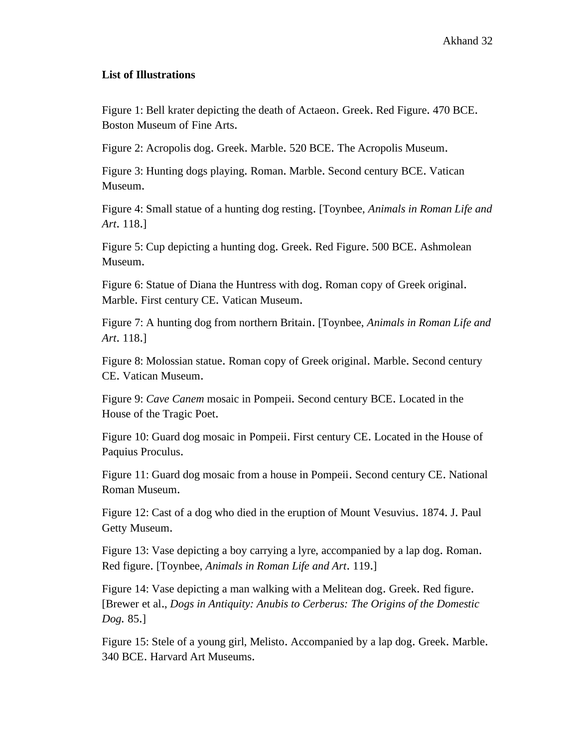**List of Illustrations**

Figure 1: Bell krater depicting the death of Actaeon. Greek. Red Figure. 470 BCE. Boston Museum of Fine Arts.

Figure 2: Acropolis dog. Greek. Marble. 520 BCE. The Acropolis Museum.

Figure 3: Hunting dogs playing. Roman. Marble. Second century BCE. Vatican Museum.

Figure 4: Small statue of a hunting dog resting. [Toynbee, *Animals in Roman Life and Art*. 118.]

Figure 5: Cup depicting a hunting dog. Greek. Red Figure. 500 BCE. Ashmolean Museum.

Figure 6: Statue of Diana the Huntress with dog. Roman copy of Greek original. Marble. First century CE. Vatican Museum.

Figure 7: A hunting dog from northern Britain. [Toynbee, *Animals in Roman Life and Art*. 118.]

Figure 8: Molossian statue. Roman copy of Greek original. Marble. Second century CE. Vatican Museum.

Figure 9: *Cave Canem* mosaic in Pompeii. Second century BCE. Located in the House of the Tragic Poet.

Figure 10: Guard dog mosaic in Pompeii. First century CE. Located in the House of Paquius Proculus.

Figure 11: Guard dog mosaic from a house in Pompeii. Second century CE. National Roman Museum.

Figure 12: Cast of a dog who died in the eruption of Mount Vesuvius. 1874. J. Paul Getty Museum.

Figure 13: Vase depicting a boy carrying a lyre, accompanied by a lap dog. Roman. Red figure. [Toynbee, *Animals in Roman Life and Art*. 119.]

Figure 14: Vase depicting a man walking with a Melitean dog. Greek. Red figure. [Brewer et al., *Dogs in Antiquity: Anubis to Cerberus: The Origins of the Domestic Dog.* 85.]

Figure 15: Stele of a young girl, Melisto. Accompanied by a lap dog. Greek. Marble. 340 BCE. Harvard Art Museums.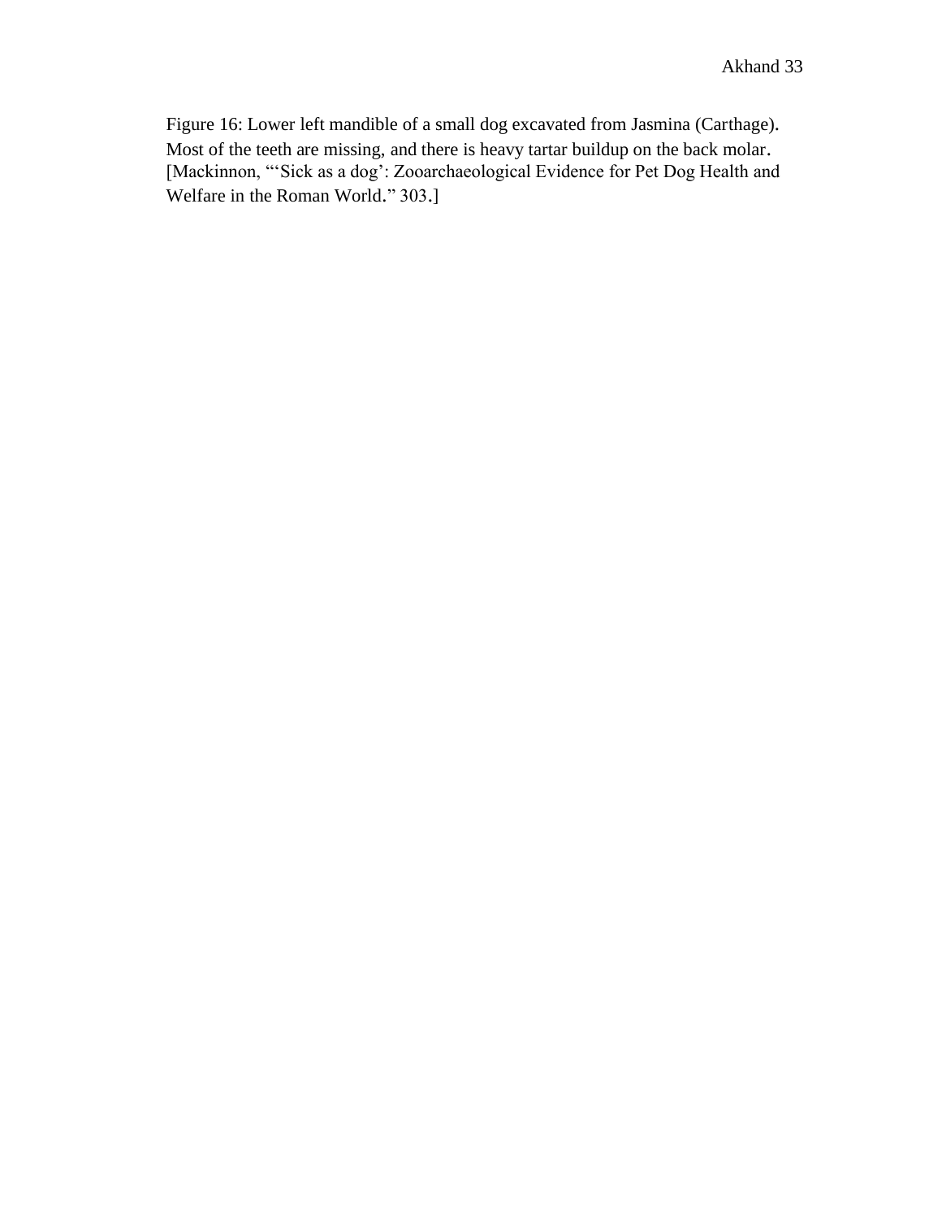Figure 16: Lower left mandible of a small dog excavated from Jasmina (Carthage). Most of the teeth are missing, and there is heavy tartar buildup on the back molar. [Mackinnon, "'Sick as a dog': Zooarchaeological Evidence for Pet Dog Health and Welfare in the Roman World." 303.]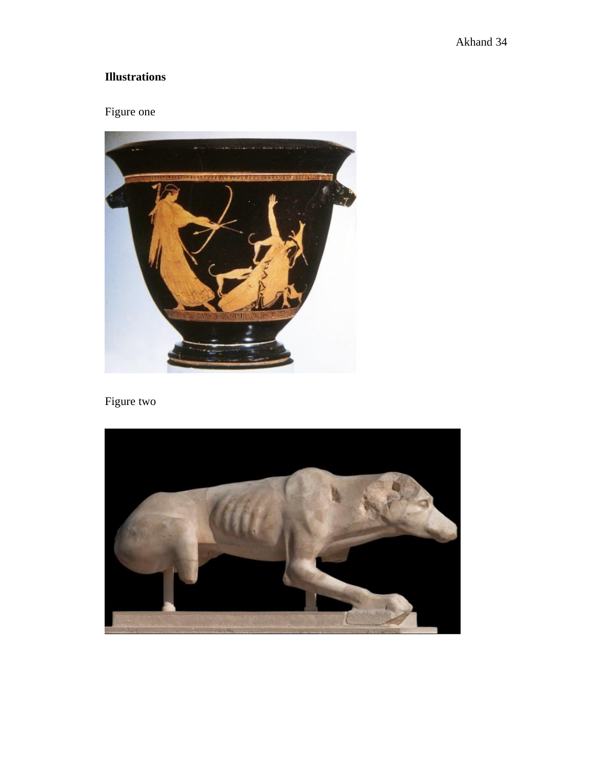**Illustrations**

Figure one

Figure two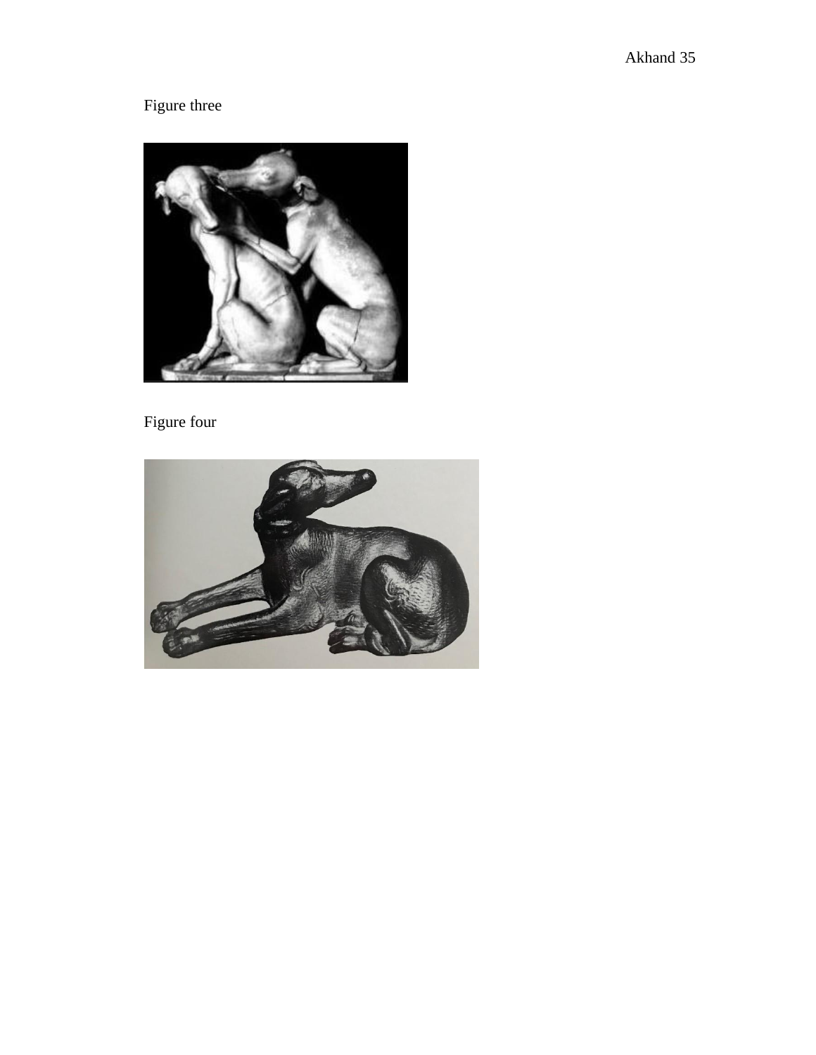Figure three

Figure four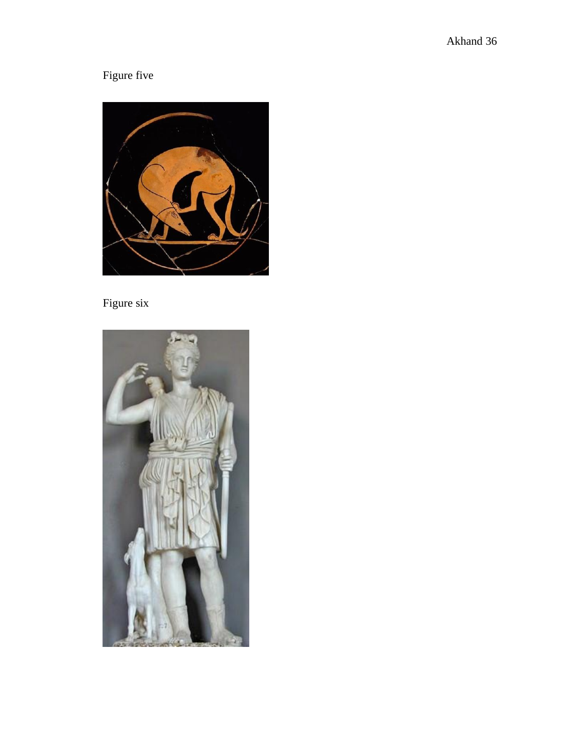Figure five

Figure six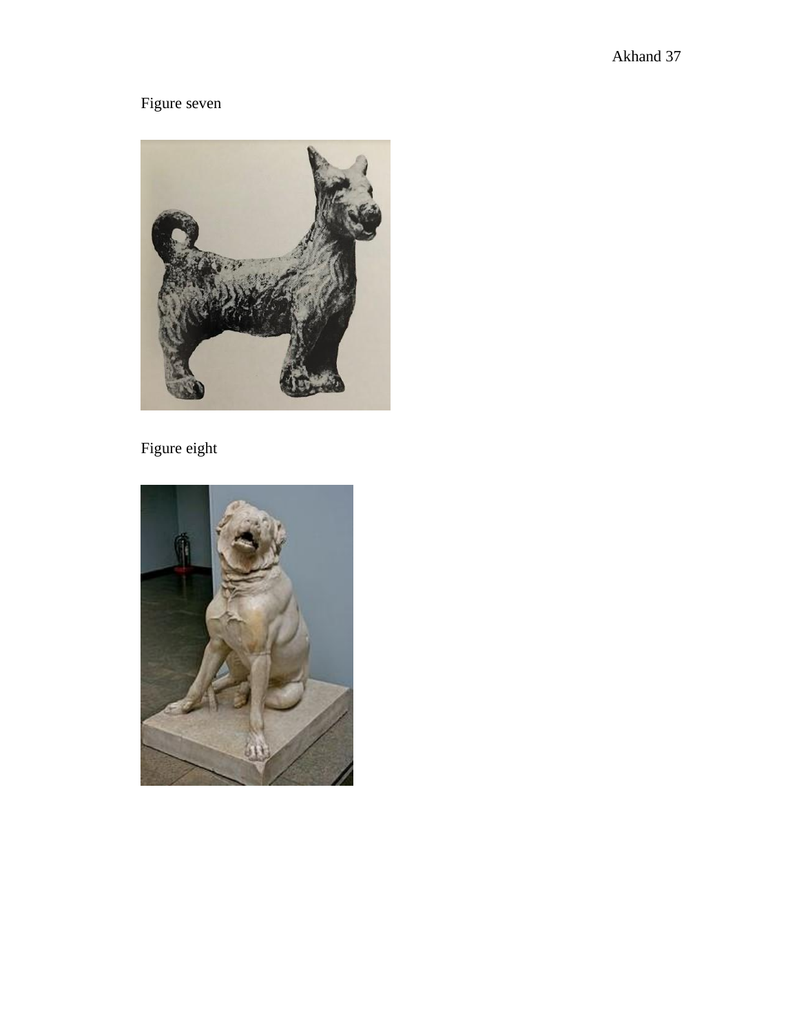Figure seven

Figure eight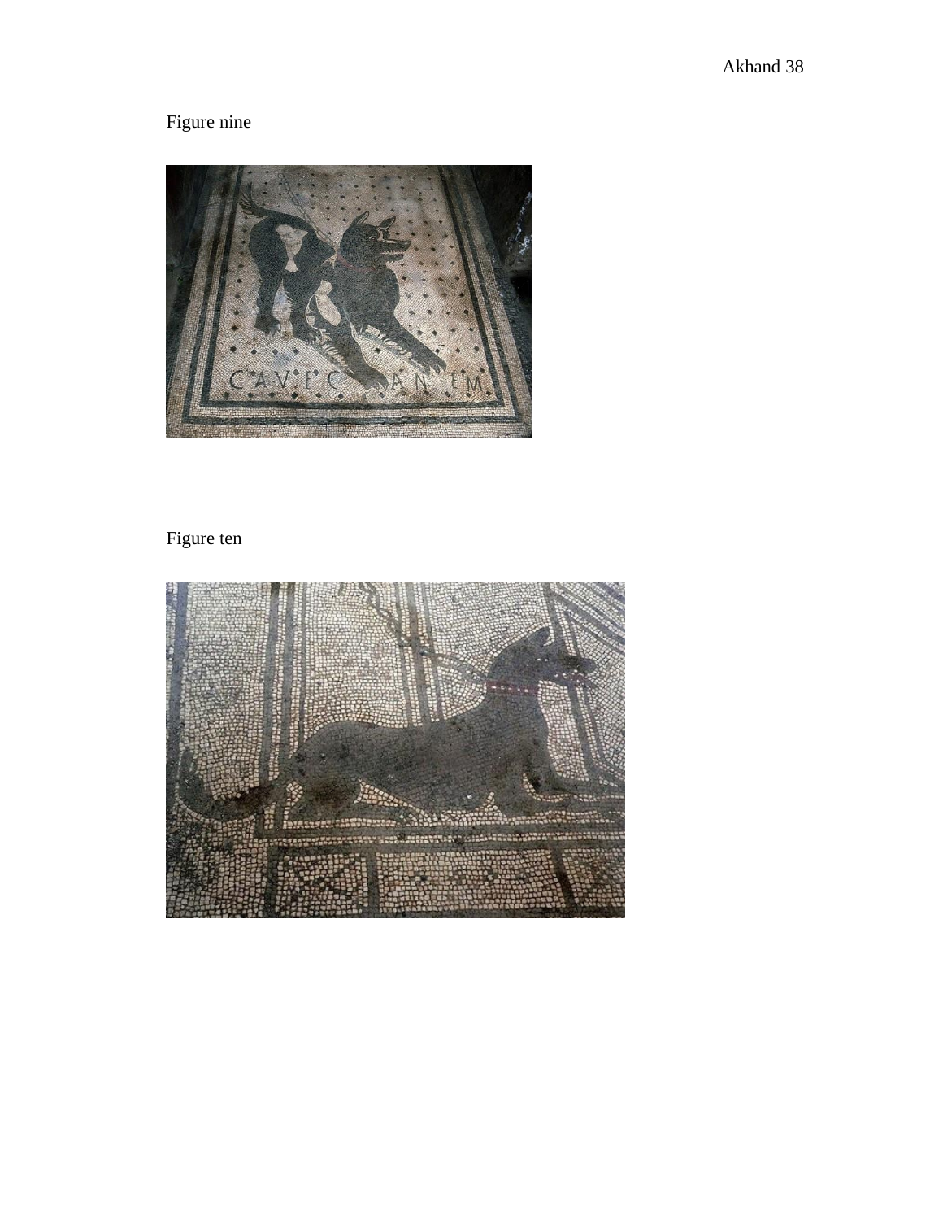Figure nine

Figure ten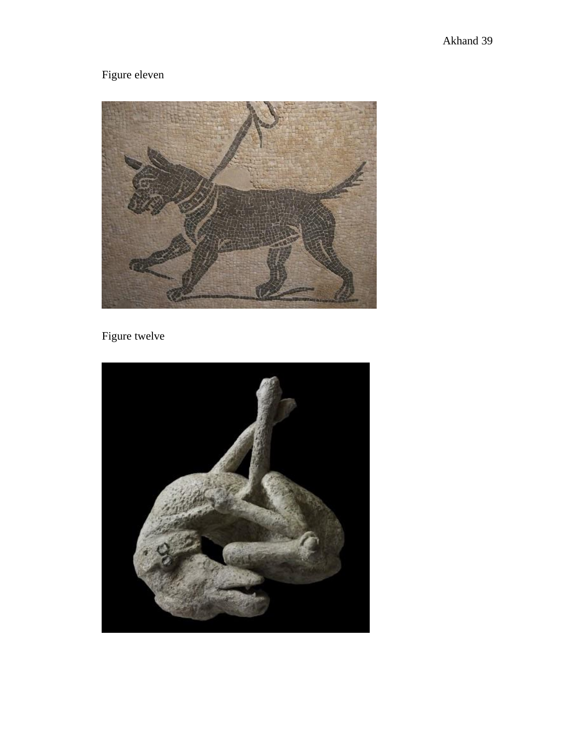Figure eleven

Figure twelve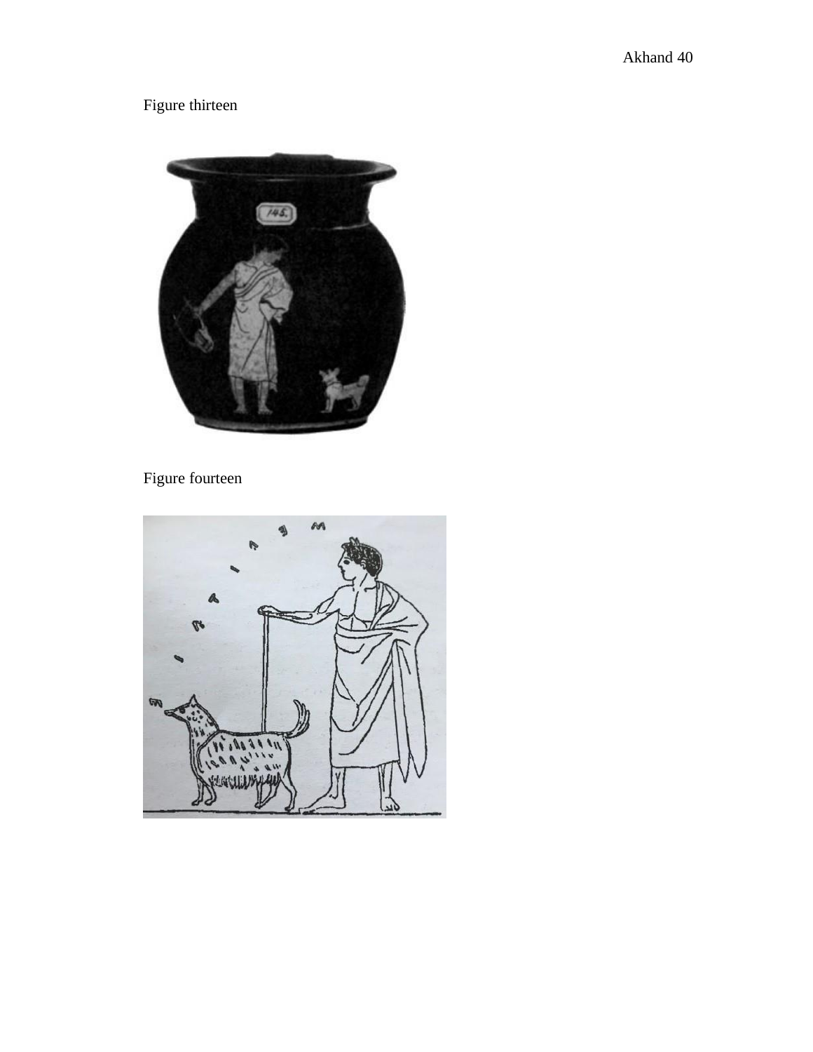Figure thirteen

Figure fourteen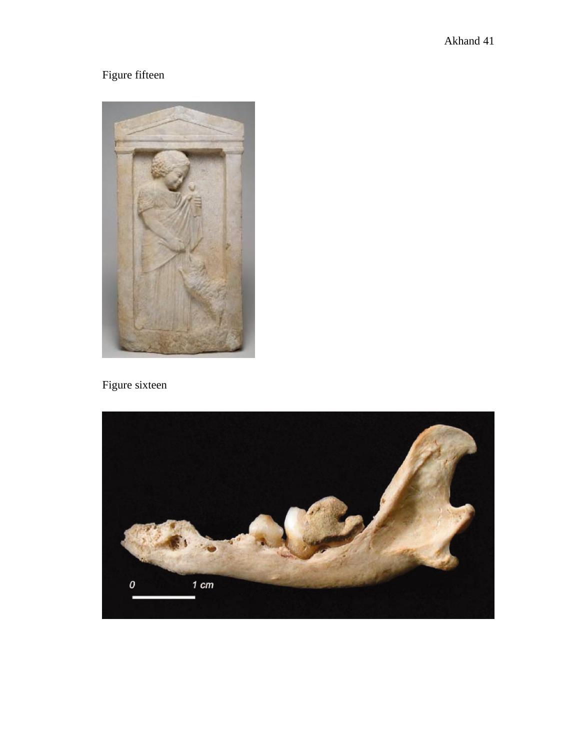Figure fifteen

Figure sixteen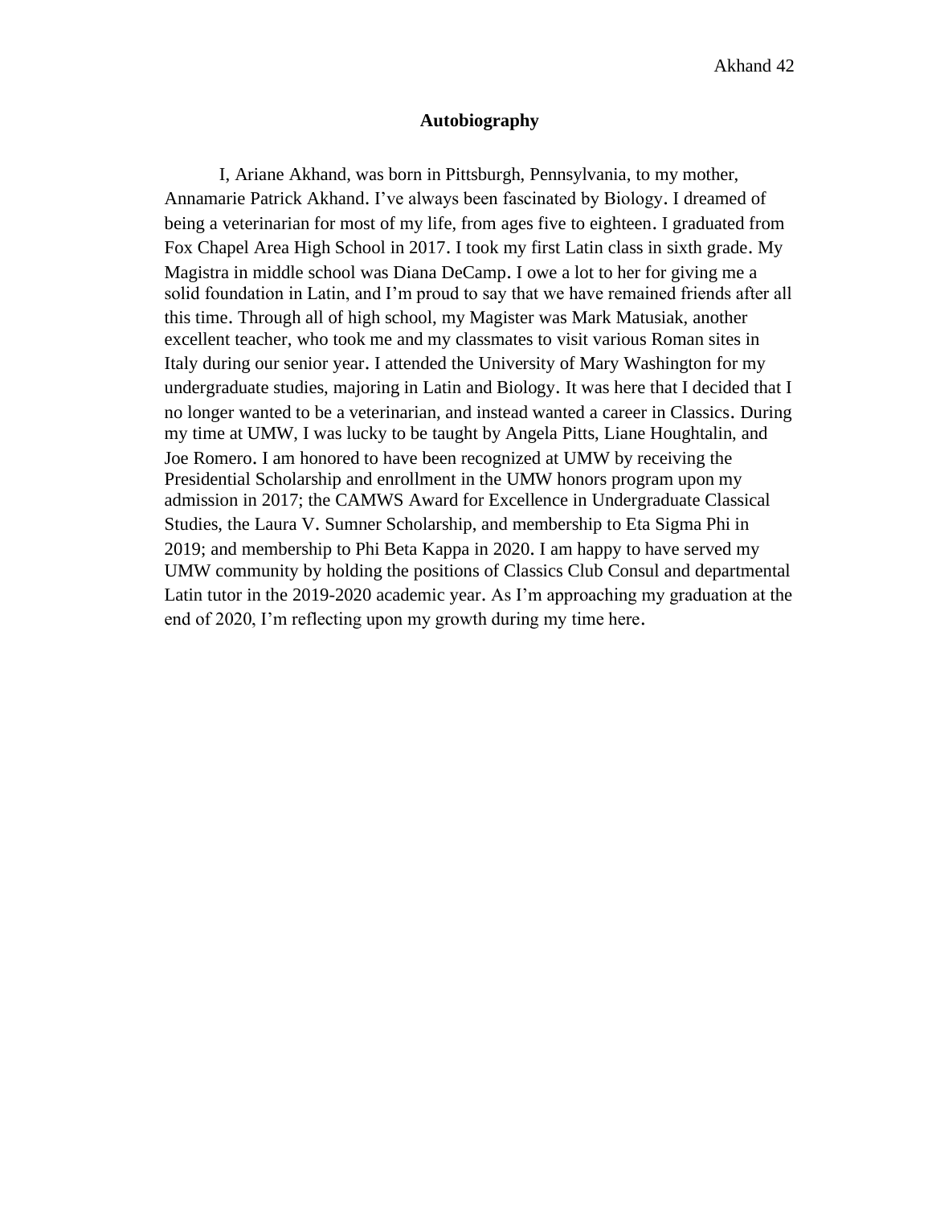## Autobiography

I, Ariane Akhand, was born in Pittsburgh, Pennsylvania, to my mother, Annamarie Patrick Akhand. I've always been fascinated by Biology. I dreamed of being a veterinarian for most of my life, from ages five to eighteen. I graduated from Fox Chapel Area High School in 2017. I took my first Latin class in sixth grade. My Magistra in middle school was Diana DeCamp. I owe a lot to her for giving me a solid foundation in Latin, and I'm proud to say that we have remained friends after all this time. Through all of high school, my Magister was Mark Matusiak, another excellent teacher, who took me and my classmates to visit various Roman sites in Italy during our senior year. I attended the University of Mary Washington for my undergraduate studies, majoring in Latin and Biology. It was here that I decided that I no longer wanted to be a veterinarian, and instead wanted a career in Classics. During my time at UMW, I was lucky to be taught by Angela Pitts, Liane Houghtalin, and Joe Romero. I am honored to have been recognized at UMW by receiving the Presidential Scholarship and enrollment in the UMW honors program upon my admission in 2017; the CAMWS Award for Excellence in Undergraduate Classical Studies, the Laura V. Sumner Scholarship, and membership to Eta Sigma Phi in 2019; and membership to Phi Beta Kappa in 2020. I am happy to have served my UMW community by holding the positions of Classics Club Consul and departmental Latin tutor in the 2019-2020 academic year. As I'm approaching my graduation at the end of 2020, I'm reflecting upon my growth during my time here.